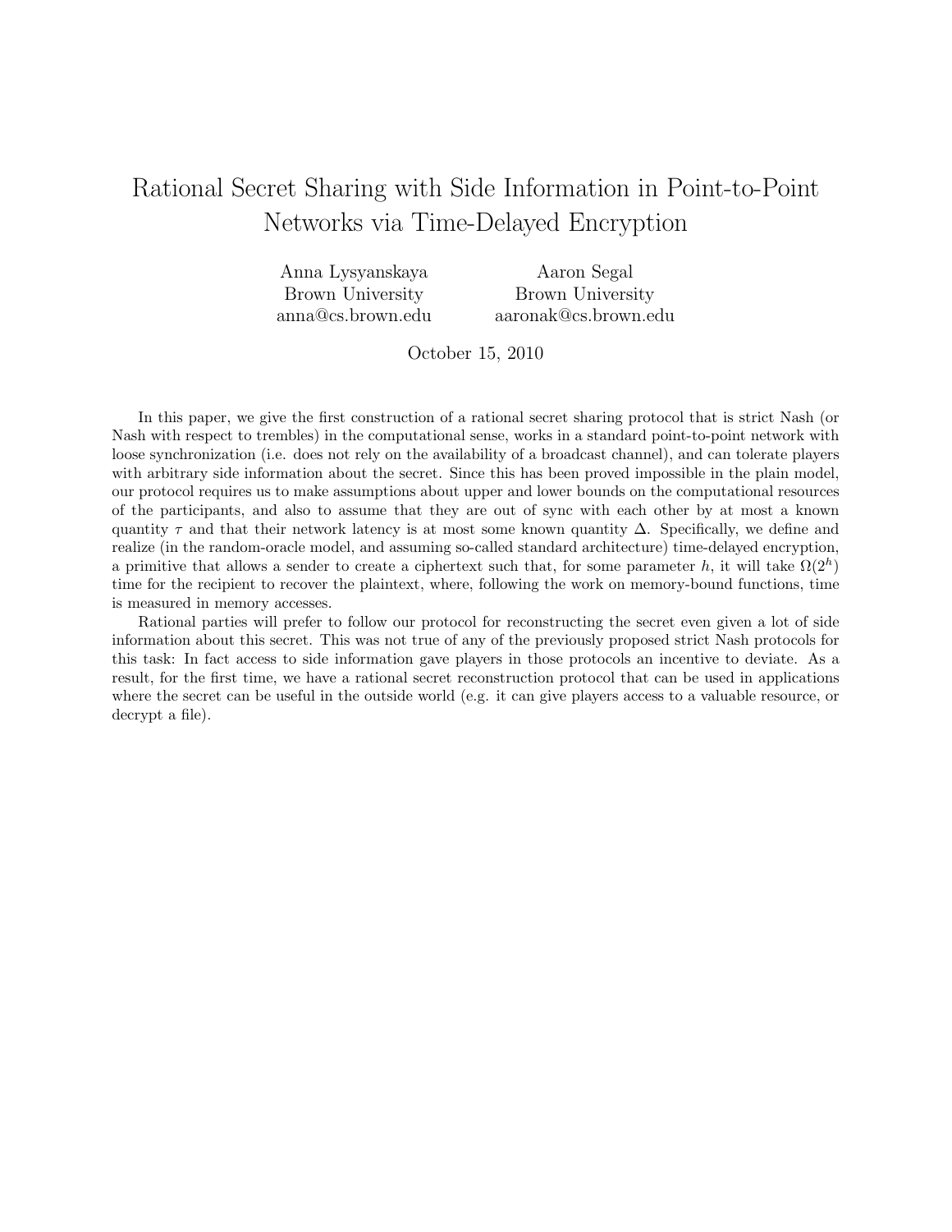# Rational Secret Sharing with Side Information in Point-to-Point Networks via Time-Delayed Encryption

Anna Lysyanskaya
Brown University
anna@cs.brown.edu

Aaron Segal
Brown University
aaronak@cs.brown.edu

October 15, 2010

In this paper, we give the first construction of a rational secret sharing protocol that is strict Nash (or Nash with respect to trembles) in the computational sense, works in a standard point-to-point network with loose synchronization (i.e. does not rely on the availability of a broadcast channel), and can tolerate players with arbitrary side information about the secret. Since this has been proved impossible in the plain model, our protocol requires us to make assumptions about upper and lower bounds on the computational resources of the participants, and also to assume that they are out of sync with each other by at most a known quantity $\tau$ and that their network latency is at most some known quantity $\Delta$. Specifically, we define and realize (in the random-oracle model, and assuming so-called standard architecture) time-delayed encryption, a primitive that allows a sender to create a ciphertext such that, for some parameter $h$, it will take $\Omega(2^h)$ time for the recipient to recover the plaintext, where, following the work on memory-bound functions, time is measured in memory accesses.

Rational parties will prefer to follow our protocol for reconstructing the secret even given a lot of side information about this secret. This was not true of any of the previously proposed strict Nash protocols for this task: In fact access to side information gave players in those protocols an incentive to deviate. As a result, for the first time, we have a rational secret reconstruction protocol that can be used in applications where the secret can be useful in the outside world (e.g. it can give players access to a valuable resource, or decrypt a file).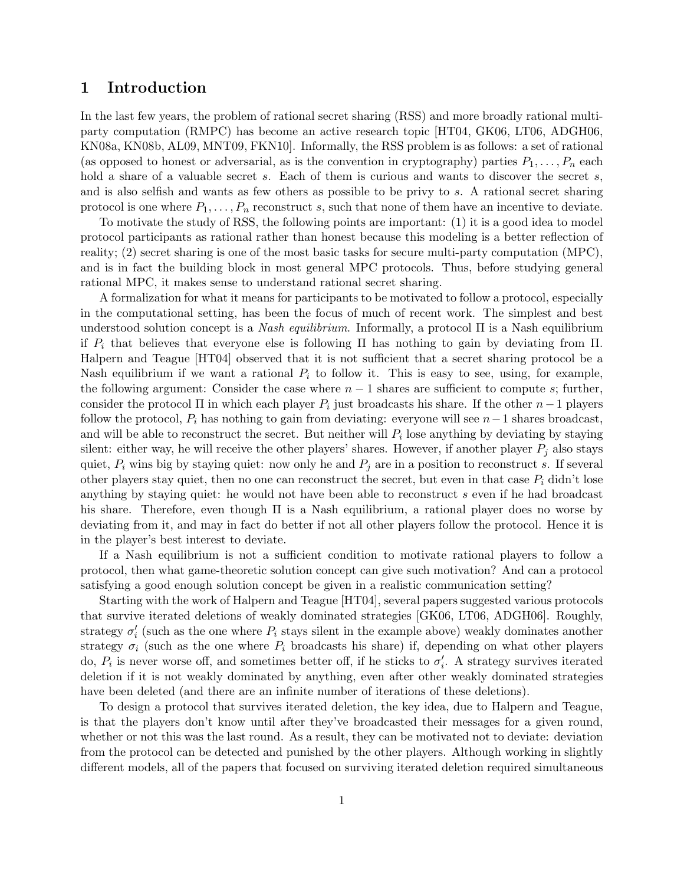# 1 Introduction

In the last few years, the problem of rational secret sharing (RSS) and more broadly rational multi-party computation (RMPC) has become an active research topic [HT04, GK06, LT06, ADGH06, KN08a, KN08b, AL09, MNT09, FKN10]. Informally, the RSS problem is as follows: a set of rational (as opposed to honest or adversarial, as is the convention in cryptography) parties $P_1, \ldots, P_n$ each hold a share of a valuable secret $s$. Each of them is curious and wants to discover the secret $s$, and is also selfish and wants as few others as possible to be privy to $s$. A rational secret sharing protocol is one where $P_1, \ldots, P_n$ reconstruct $s$, such that none of them have an incentive to deviate.

To motivate the study of RSS, the following points are important: (1) it is a good idea to model protocol participants as rational rather than honest because this modeling is a better reflection of reality; (2) secret sharing is one of the most basic tasks for secure multi-party computation (MPC), and is in fact the building block in most general MPC protocols. Thus, before studying general rational MPC, it makes sense to understand rational secret sharing.

A formalization for what it means for participants to be motivated to follow a protocol, especially in the computational setting, has been the focus of much of recent work. The simplest and best understood solution concept is a *Nash equilibrium*. Informally, a protocol $\Pi$ is a Nash equilibrium if $P_i$ that believes that everyone else is following $\Pi$ has nothing to gain by deviating from $\Pi$. Halpern and Teague [HT04] observed that it is not sufficient that a secret sharing protocol be a Nash equilibrium if we want a rational $P_i$ to follow it. This is easy to see, using, for example, the following argument: Consider the case where $n-1$ shares are sufficient to compute $s$; further, consider the protocol $\Pi$ in which each player $P_i$ just broadcasts his share. If the other $n-1$ players follow the protocol, $P_i$ has nothing to gain from deviating: everyone will see $n-1$ shares broadcast, and will be able to reconstruct the secret. But neither will $P_i$ lose anything by deviating by staying silent: either way, he will receive the other players' shares. However, if another player $P_j$ also stays quiet, $P_i$ wins big by staying quiet: now only he and $P_j$ are in a position to reconstruct $s$. If several other players stay quiet, then no one can reconstruct the secret, but even in that case $P_i$ didn't lose anything by staying quiet: he would not have been able to reconstruct $s$ even if he had broadcast his share. Therefore, even though $\Pi$ is a Nash equilibrium, a rational player does no worse by deviating from it, and may in fact do better if not all other players follow the protocol. Hence it is in the player's best interest to deviate.

If a Nash equilibrium is not a sufficient condition to motivate rational players to follow a protocol, then what game-theoretic solution concept can give such motivation? And can a protocol satisfying a good enough solution concept be given in a realistic communication setting?

Starting with the work of Halpern and Teague [HT04], several papers suggested various protocols that survive iterated deletions of weakly dominated strategies [GK06, LT06, ADGH06]. Roughly, strategy $\sigma_i'$ (such as the one where $P_i$ stays silent in the example above) weakly dominates another strategy $\sigma_i$ (such as the one where $P_i$ broadcasts his share) if, depending on what other players do, $P_i$ is never worse off, and sometimes better off, if he sticks to $\sigma_i'$. A strategy survives iterated deletion if it is not weakly dominated by anything, even after other weakly dominated strategies have been deleted (and there are an infinite number of iterations of these deletions).

To design a protocol that survives iterated deletion, the key idea, due to Halpern and Teague, is that the players don't know until after they've broadcasted their messages for a given round, whether or not this was the last round. As a result, they can be motivated not to deviate: deviation from the protocol can be detected and punished by the other players. Although working in slightly different models, all of the papers that focused on surviving iterated deletion required simultaneous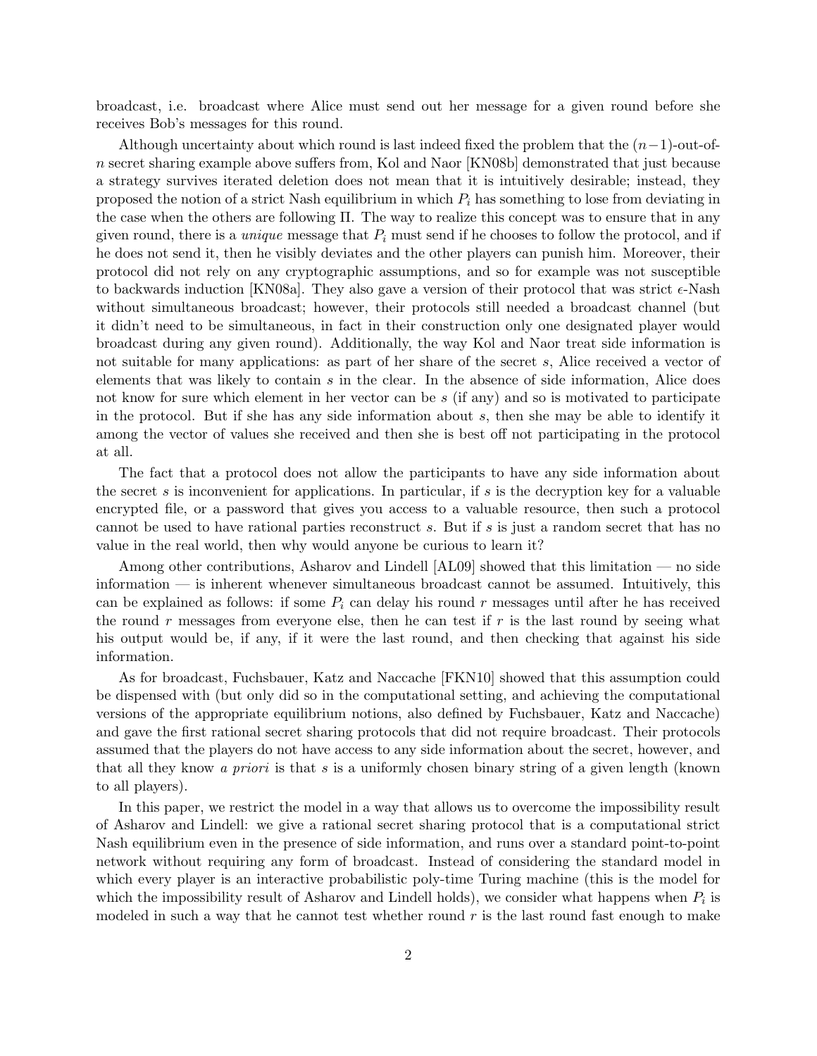broadcast, i.e. broadcast where Alice must send out her message for a given round before she receives Bob's messages for this round.

Although uncertainty about which round is last indeed fixed the problem that the $(n-1)$-out-of-$n$ secret sharing example above suffers from, Kol and Naor [KN08b] demonstrated that just because a strategy survives iterated deletion does not mean that it is intuitively desirable; instead, they proposed the notion of a strict Nash equilibrium in which $P_i$ has something to lose from deviating in the case when the others are following $\Pi$. The way to realize this concept was to ensure that in any given round, there is a *unique* message that $P_i$ must send if he chooses to follow the protocol, and if he does not send it, then he visibly deviates and the other players can punish him. Moreover, their protocol did not rely on any cryptographic assumptions, and so for example was not susceptible to backwards induction [KN08a]. They also gave a version of their protocol that was strict $\epsilon$-Nash without simultaneous broadcast; however, their protocols still needed a broadcast channel (but it didn't need to be simultaneous, in fact in their construction only one designated player would broadcast during any given round). Additionally, the way Kol and Naor treat side information is not suitable for many applications: as part of her share of the secret $s$, Alice received a vector of elements that was likely to contain $s$ in the clear. In the absence of side information, Alice does not know for sure which element in her vector can be $s$ (if any) and so is motivated to participate in the protocol. But if she has any side information about $s$, then she may be able to identify it among the vector of values she received and then she is best off not participating in the protocol at all.

The fact that a protocol does not allow the participants to have any side information about the secret $s$ is inconvenient for applications. In particular, if $s$ is the decryption key for a valuable encrypted file, or a password that gives you access to a valuable resource, then such a protocol cannot be used to have rational parties reconstruct $s$. But if $s$ is just a random secret that has no value in the real world, then why would anyone be curious to learn it?

Among other contributions, Asharov and Lindell [AL09] showed that this limitation — no side information — is inherent whenever simultaneous broadcast cannot be assumed. Intuitively, this can be explained as follows: if some $P_i$ can delay his round $r$ messages until after he has received the round $r$ messages from everyone else, then he can test if $r$ is the last round by seeing what his output would be, if any, if it were the last round, and then checking that against his side information.

As for broadcast, Fuchsbauer, Katz and Naccache [FKN10] showed that this assumption could be dispensed with (but only did so in the computational setting, and achieving the computational versions of the appropriate equilibrium notions, also defined by Fuchsbauer, Katz and Naccache) and gave the first rational secret sharing protocols that did not require broadcast. Their protocols assumed that the players do not have access to any side information about the secret, however, and that all they know *a priori* is that $s$ is a uniformly chosen binary string of a given length (known to all players).

In this paper, we restrict the model in a way that allows us to overcome the impossibility result of Asharov and Lindell: we give a rational secret sharing protocol that is a computational strict Nash equilibrium even in the presence of side information, and runs over a standard point-to-point network without requiring any form of broadcast. Instead of considering the standard model in which every player is an interactive probabilistic poly-time Turing machine (this is the model for which the impossibility result of Asharov and Lindell holds), we consider what happens when $P_i$ is modeled in such a way that he cannot test whether round $r$ is the last round fast enough to make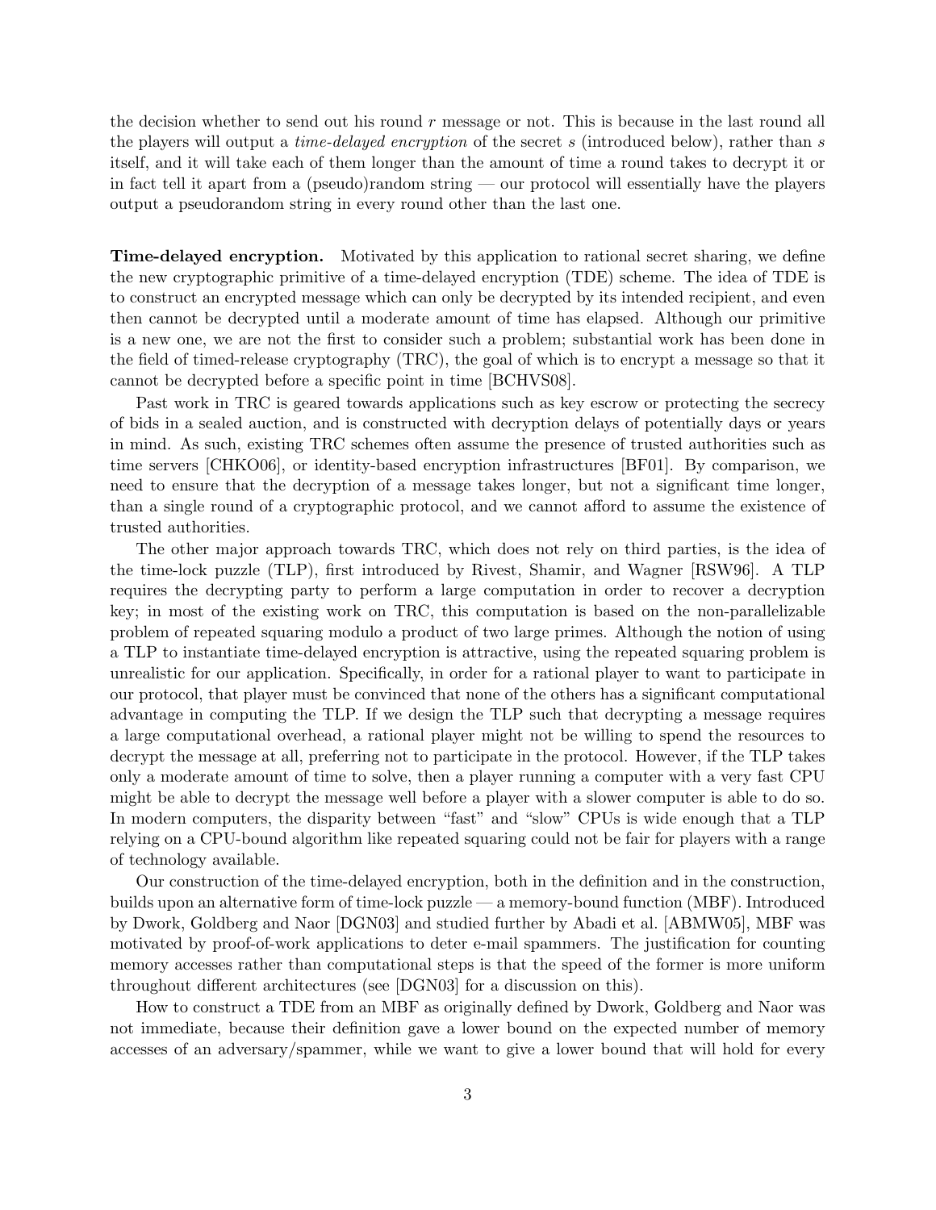the decision whether to send out his round $r$ message or not. This is because in the last round all the players will output a *time-delayed encryption* of the secret $s$ (introduced below), rather than $s$ itself, and it will take each of them longer than the amount of time a round takes to decrypt it or in fact tell it apart from a (pseudo)random string — our protocol will essentially have the players output a pseudorandom string in every round other than the last one.

**Time-delayed encryption.** Motivated by this application to rational secret sharing, we define the new cryptographic primitive of a time-delayed encryption (TDE) scheme. The idea of TDE is to construct an encrypted message which can only be decrypted by its intended recipient, and even then cannot be decrypted until a moderate amount of time has elapsed. Although our primitive is a new one, we are not the first to consider such a problem; substantial work has been done in the field of timed-release cryptography (TRC), the goal of which is to encrypt a message so that it cannot be decrypted before a specific point in time [BCHVS08].

Past work in TRC is geared towards applications such as key escrow or protecting the secrecy of bids in a sealed auction, and is constructed with decryption delays of potentially days or years in mind. As such, existing TRC schemes often assume the presence of trusted authorities such as time servers [CHKO06], or identity-based encryption infrastructures [BF01]. By comparison, we need to ensure that the decryption of a message takes longer, but not a significant time longer, than a single round of a cryptographic protocol, and we cannot afford to assume the existence of trusted authorities.

The other major approach towards TRC, which does not rely on third parties, is the idea of the time-lock puzzle (TLP), first introduced by Rivest, Shamir, and Wagner [RSW96]. A TLP requires the decrypting party to perform a large computation in order to recover a decryption key; in most of the existing work on TRC, this computation is based on the non-parallelizable problem of repeated squaring modulo a product of two large primes. Although the notion of using a TLP to instantiate time-delayed encryption is attractive, using the repeated squaring problem is unrealistic for our application. Specifically, in order for a rational player to want to participate in our protocol, that player must be convinced that none of the others has a significant computational advantage in computing the TLP. If we design the TLP such that decrypting a message requires a large computational overhead, a rational player might not be willing to spend the resources to decrypt the message at all, preferring not to participate in the protocol. However, if the TLP takes only a moderate amount of time to solve, then a player running a computer with a very fast CPU might be able to decrypt the message well before a player with a slower computer is able to do so. In modern computers, the disparity between "fast" and "slow" CPUs is wide enough that a TLP relying on a CPU-bound algorithm like repeated squaring could not be fair for players with a range of technology available.

Our construction of the time-delayed encryption, both in the definition and in the construction, builds upon an alternative form of time-lock puzzle — a memory-bound function (MBF). Introduced by Dwork, Goldberg and Naor [DGN03] and studied further by Abadi et al. [ABMW05], MBF was motivated by proof-of-work applications to deter e-mail spammers. The justification for counting memory accesses rather than computational steps is that the speed of the former is more uniform throughout different architectures (see [DGN03] for a discussion on this).

How to construct a TDE from an MBF as originally defined by Dwork, Goldberg and Naor was not immediate, because their definition gave a lower bound on the expected number of memory accesses of an adversary/spammer, while we want to give a lower bound that will hold for every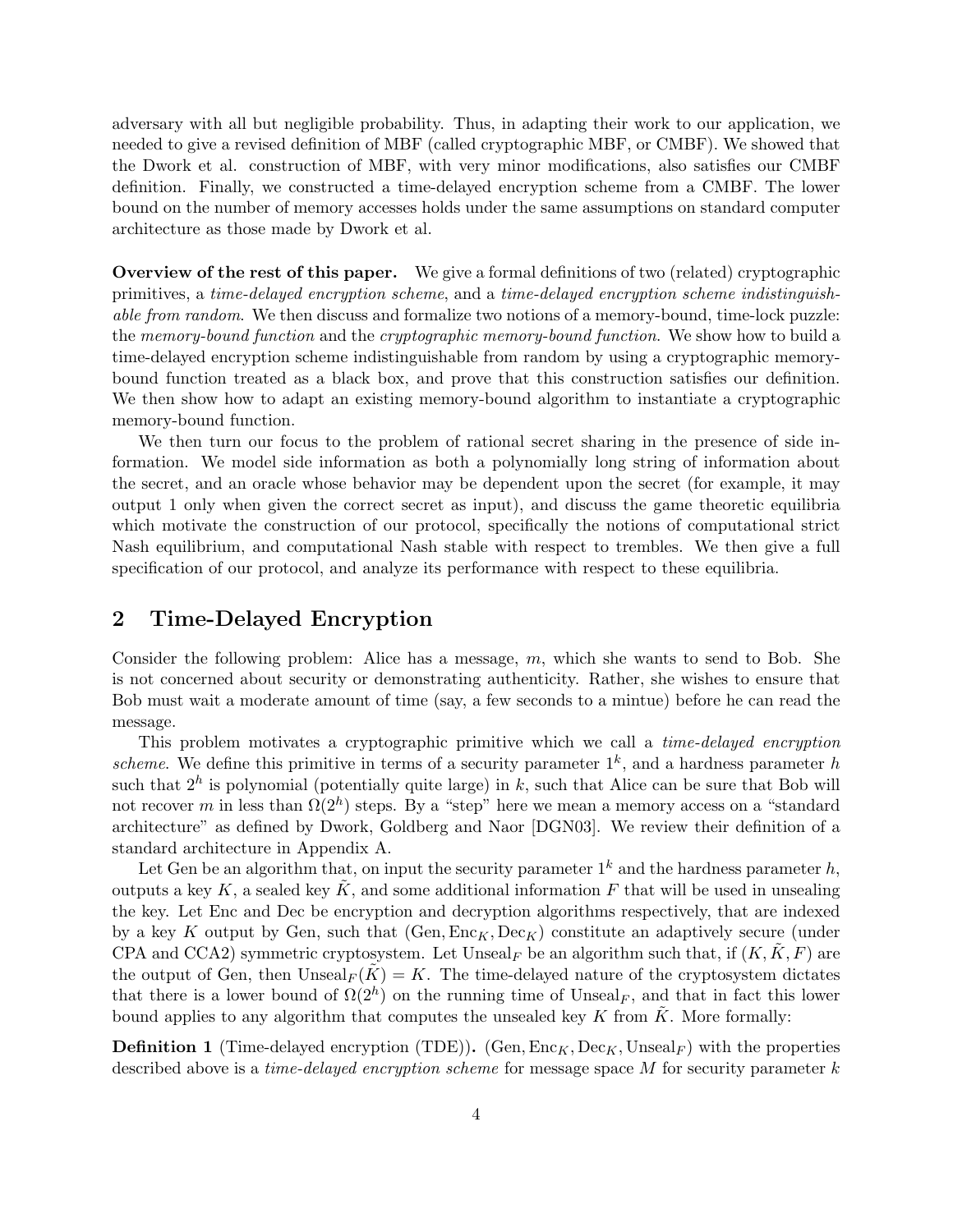adversary with all but negligible probability. Thus, in adapting their work to our application, we needed to give a revised definition of MBF (called cryptographic MBF, or CMBF). We showed that the Dwork et al. construction of MBF, with very minor modifications, also satisfies our CMBF definition. Finally, we constructed a time-delayed encryption scheme from a CMBF. The lower bound on the number of memory accesses holds under the same assumptions on standard computer architecture as those made by Dwork et al.

**Overview of the rest of this paper.** We give a formal definitions of two (related) cryptographic primitives, a *time-delayed encryption scheme*, and a *time-delayed encryption scheme indistinguishable from random*. We then discuss and formalize two notions of a memory-bound, time-lock puzzle: the *memory-bound function* and the *cryptographic memory-bound function*. We show how to build a time-delayed encryption scheme indistinguishable from random by using a cryptographic memory-bound function treated as a black box, and prove that this construction satisfies our definition. We then show how to adapt an existing memory-bound algorithm to instantiate a cryptographic memory-bound function.

We then turn our focus to the problem of rational secret sharing in the presence of side information. We model side information as both a polynomially long string of information about the secret, and an oracle whose behavior may be dependent upon the secret (for example, it may output 1 only when given the correct secret as input), and discuss the game theoretic equilibria which motivate the construction of our protocol, specifically the notions of computational strict Nash equilibrium, and computational Nash stable with respect to trembles. We then give a full specification of our protocol, and analyze its performance with respect to these equilibria.

## 2 Time-Delayed Encryption

Consider the following problem: Alice has a message, $m$, which she wants to send to Bob. She is not concerned about security or demonstrating authenticity. Rather, she wishes to ensure that Bob must wait a moderate amount of time (say, a few seconds to a mintue) before he can read the message.

This problem motivates a cryptographic primitive which we call a *time-delayed encryption scheme*. We define this primitive in terms of a security parameter $1^k$, and a hardness parameter $h$ such that $2^h$ is polynomial (potentially quite large) in $k$, such that Alice can be sure that Bob will not recover $m$ in less than $\Omega(2^h)$ steps. By a "step" here we mean a memory access on a "standard architecture" as defined by Dwork, Goldberg and Naor [DGN03]. We review their definition of a standard architecture in Appendix A.

Let Gen be an algorithm that, on input the security parameter $1^k$ and the hardness parameter $h$, outputs a key $K$, a sealed key $\tilde{K}$, and some additional information $F$ that will be used in unsealing the key. Let Enc and Dec be encryption and decryption algorithms respectively, that are indexed by a key $K$ output by Gen, such that $(\text{Gen}, \text{Enc}_K, \text{Dec}_K)$ constitute an adaptively secure (under CPA and CCA2) symmetric cryptosystem. Let $\text{Unseal}_F$ be an algorithm such that, if $(K, \tilde{K}, F)$ are the output of Gen, then $\text{Unseal}_F(\tilde{K}) = K$. The time-delayed nature of the cryptosystem dictates that there is a lower bound of $\Omega(2^h)$ on the running time of $\text{Unseal}_F$, and that in fact this lower bound applies to any algorithm that computes the unsealed key $K$ from $\tilde{K}$. More formally:

**Definition 1** (Time-delayed encryption (TDE))**.** $(\text{Gen}, \text{Enc}_K, \text{Dec}_K, \text{Unseal}_F)$ with the properties described above is a *time-delayed encryption scheme* for message space $M$ for security parameter $k$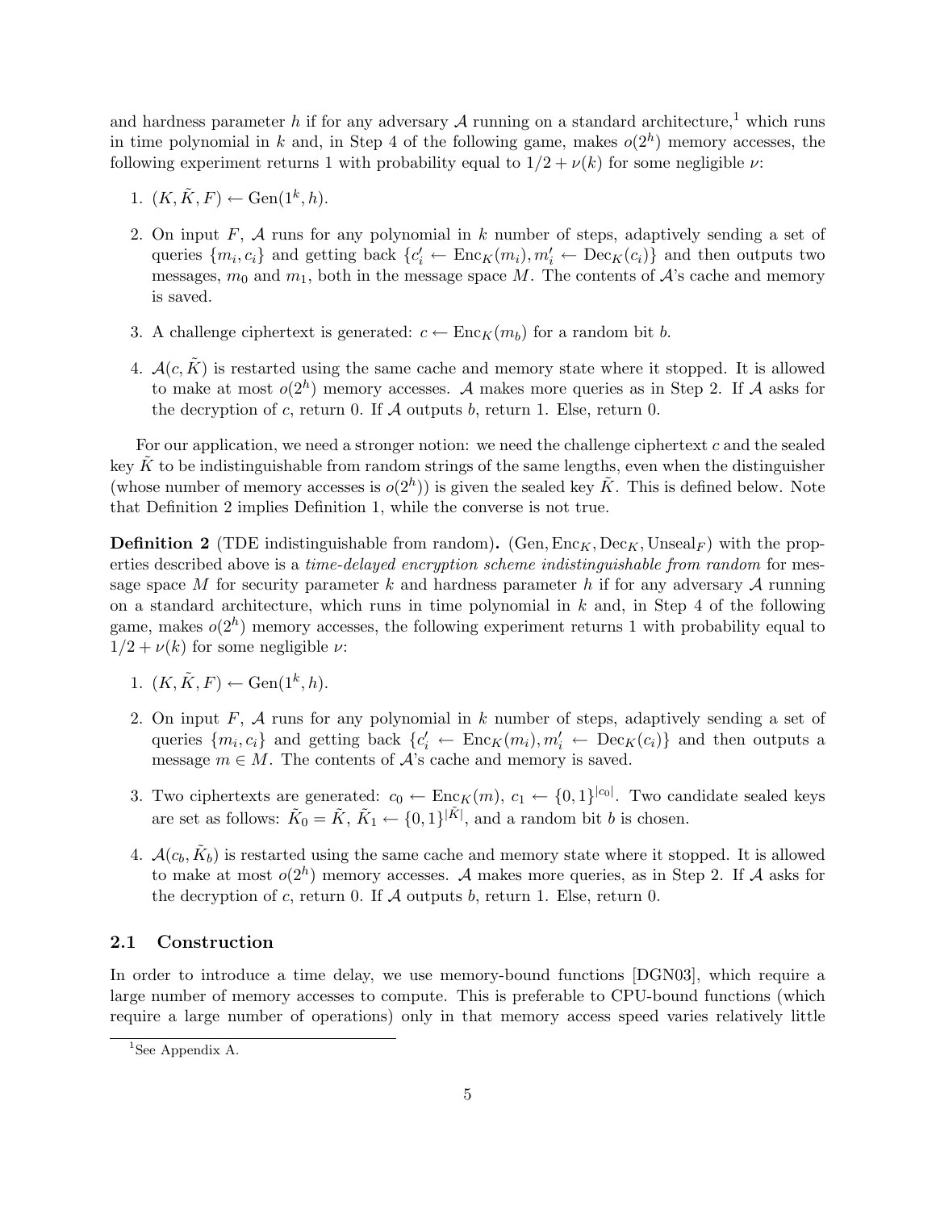and hardness parameter $h$ if for any adversary $\mathcal{A}$ running on a standard architecture,[1] which runs in time polynomial in $k$ and, in Step 4 of the following game, makes $o(2^h)$ memory accesses, the following experiment returns 1 with probability equal to $1/2 + \nu(k)$ for some negligible $\nu$:

1. $(K, \tilde{K}, F) \leftarrow \text{Gen}(1^k, h)$.
2. On input $F$, $\mathcal{A}$ runs for any polynomial in $k$ number of steps, adaptively sending a set of queries $\{m_i, c_i\}$ and getting back $\{c'_i \leftarrow \text{Enc}_K(m_i), m'_i \leftarrow \text{Dec}_K(c_i)\}$ and then outputs two messages, $m_0$ and $m_1$, both in the message space $M$. The contents of $\mathcal{A}$'s cache and memory is saved.
3. A challenge ciphertext is generated: $c \leftarrow \text{Enc}_K(m_b)$ for a random bit $b$.
4. $\mathcal{A}(c, \tilde{K})$ is restarted using the same cache and memory state where it stopped. It is allowed to make at most $o(2^h)$ memory accesses. $\mathcal{A}$ makes more queries as in Step 2. If $\mathcal{A}$ asks for the decryption of $c$, return 0. If $\mathcal{A}$ outputs $b$, return 1. Else, return 0.

For our application, we need a stronger notion: we need the challenge ciphertext $c$ and the sealed key $\tilde{K}$ to be indistinguishable from random strings of the same lengths, even when the distinguisher (whose number of memory accesses is $o(2^h)$) is given the sealed key $\tilde{K}$. This is defined below. Note that Definition 2 implies Definition 1, while the converse is not true.

**Definition 2** (TDE indistinguishable from random)**.** $(\text{Gen}, \text{Enc}_K, \text{Dec}_K, \text{Unseal}_F)$ with the properties described above is a *time-delayed encryption scheme indistinguishable from random* for message space $M$ for security parameter $k$ and hardness parameter $h$ if for any adversary $\mathcal{A}$ running on a standard architecture, which runs in time polynomial in $k$ and, in Step 4 of the following game, makes $o(2^h)$ memory accesses, the following experiment returns 1 with probability equal to $1/2 + \nu(k)$ for some negligible $\nu$:

1. $(K, \tilde{K}, F) \leftarrow \text{Gen}(1^k, h)$.
2. On input $F$, $\mathcal{A}$ runs for any polynomial in $k$ number of steps, adaptively sending a set of queries $\{m_i, c_i\}$ and getting back $\{c'_i \leftarrow \text{Enc}_K(m_i), m'_i \leftarrow \text{Dec}_K(c_i)\}$ and then outputs a message $m \in M$. The contents of $\mathcal{A}$'s cache and memory is saved.
3. Two ciphertexts are generated: $c_0 \leftarrow \text{Enc}_K(m)$, $c_1 \leftarrow \{0,1\}^{|c_0|}$. Two candidate sealed keys are set as follows: $\tilde{K}_0 = \tilde{K}$, $\tilde{K}_1 \leftarrow \{0,1\}^{|\tilde{K}|}$, and a random bit $b$ is chosen.
4. $\mathcal{A}(c_b, \tilde{K}_b)$ is restarted using the same cache and memory state where it stopped. It is allowed to make at most $o(2^h)$ memory accesses. $\mathcal{A}$ makes more queries, as in Step 2. If $\mathcal{A}$ asks for the decryption of $c$, return 0. If $\mathcal{A}$ outputs $b$, return 1. Else, return 0.

### 2.1 Construction

In order to introduce a time delay, we use memory-bound functions [DGN03], which require a large number of memory accesses to compute. This is preferable to CPU-bound functions (which require a large number of operations) only in that memory access speed varies relatively little

[1] See Appendix A.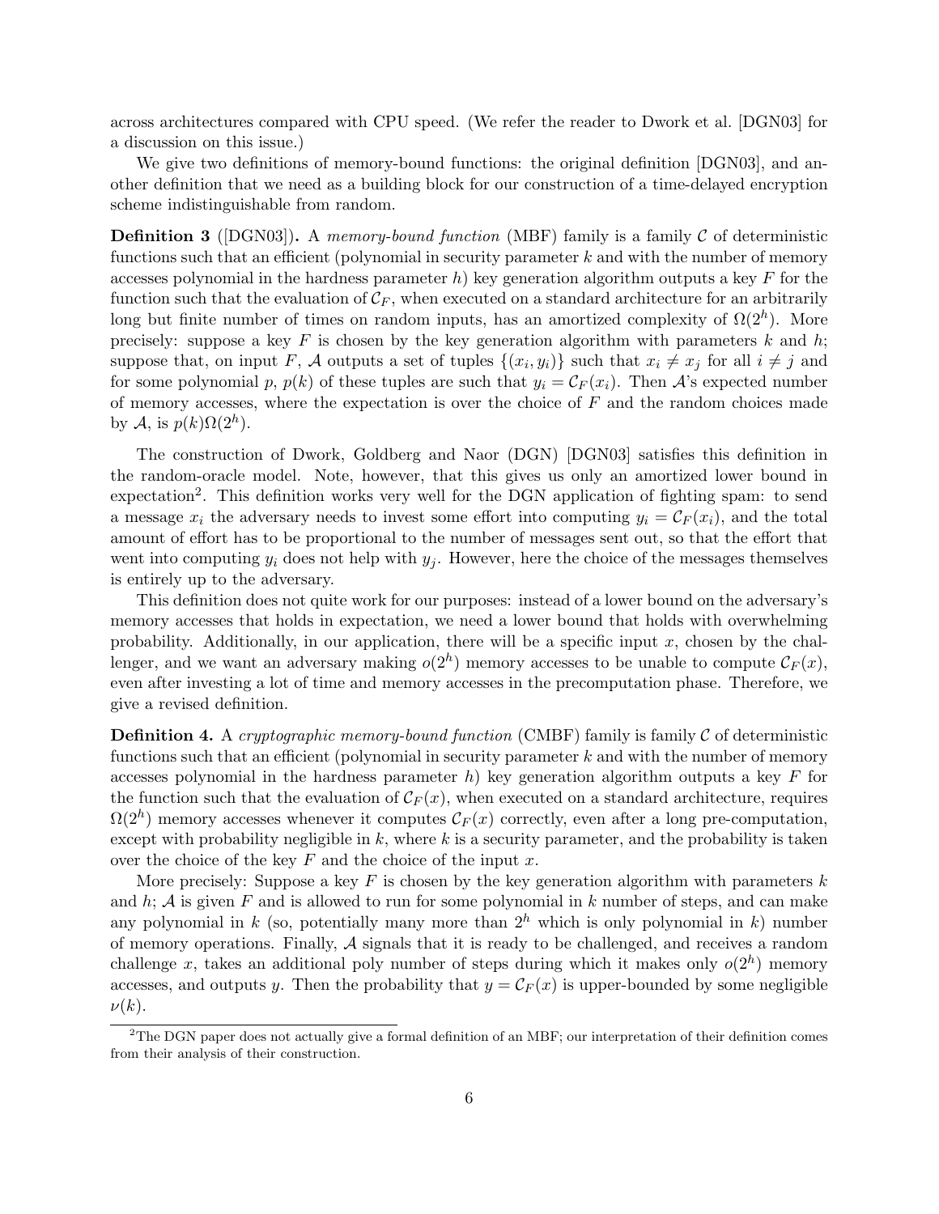across architectures compared with CPU speed. (We refer the reader to Dwork et al. [DGN03] for a discussion on this issue.)

We give two definitions of memory-bound functions: the original definition [DGN03], and another definition that we need as a building block for our construction of a time-delayed encryption scheme indistinguishable from random.

**Definition 3** ([DGN03])**.** A *memory-bound function* (MBF) family is a family $\mathcal{C}$ of deterministic functions such that an efficient (polynomial in security parameter $k$ and with the number of memory accesses polynomial in the hardness parameter $h$) key generation algorithm outputs a key $F$ for the function such that the evaluation of $\mathcal{C}_F$, when executed on a standard architecture for an arbitrarily long but finite number of times on random inputs, has an amortized complexity of $\Omega(2^h)$. More precisely: suppose a key $F$ is chosen by the key generation algorithm with parameters $k$ and $h$; suppose that, on input $F$, $\mathcal{A}$ outputs a set of tuples $\{(x_i, y_i)\}$ such that $x_i \neq x_j$ for all $i \neq j$ and for some polynomial $p$, $p(k)$ of these tuples are such that $y_i = \mathcal{C}_F(x_i)$. Then $\mathcal{A}$'s expected number of memory accesses, where the expectation is over the choice of $F$ and the random choices made by $\mathcal{A}$, is $p(k)\Omega(2^h)$.

The construction of Dwork, Goldberg and Naor (DGN) [DGN03] satisfies this definition in the random-oracle model. Note, however, that this gives us only an amortized lower bound in expectation[2]. This definition works very well for the DGN application of fighting spam: to send a message $x_i$ the adversary needs to invest some effort into computing $y_i = \mathcal{C}_F(x_i)$, and the total amount of effort has to be proportional to the number of messages sent out, so that the effort that went into computing $y_i$ does not help with $y_j$. However, here the choice of the messages themselves is entirely up to the adversary.

This definition does not quite work for our purposes: instead of a lower bound on the adversary's memory accesses that holds in expectation, we need a lower bound that holds with overwhelming probability. Additionally, in our application, there will be a specific input $x$, chosen by the challenger, and we want an adversary making $o(2^h)$ memory accesses to be unable to compute $\mathcal{C}_F(x)$, even after investing a lot of time and memory accesses in the precomputation phase. Therefore, we give a revised definition.

**Definition 4.** A *cryptographic memory-bound function* (CMBF) family is family $\mathcal{C}$ of deterministic functions such that an efficient (polynomial in security parameter $k$ and with the number of memory accesses polynomial in the hardness parameter $h$) key generation algorithm outputs a key $F$ for the function such that the evaluation of $\mathcal{C}_F(x)$, when executed on a standard architecture, requires $\Omega(2^h)$ memory accesses whenever it computes $\mathcal{C}_F(x)$ correctly, even after a long pre-computation, except with probability negligible in $k$, where $k$ is a security parameter, and the probability is taken over the choice of the key $F$ and the choice of the input $x$.

More precisely: Suppose a key $F$ is chosen by the key generation algorithm with parameters $k$ and $h$; $\mathcal{A}$ is given $F$ and is allowed to run for some polynomial in $k$ number of steps, and can make any polynomial in $k$ (so, potentially many more than $2^h$ which is only polynomial in $k$) number of memory operations. Finally, $\mathcal{A}$ signals that it is ready to be challenged, and receives a random challenge $x$, takes an additional poly number of steps during which it makes only $o(2^h)$ memory accesses, and outputs $y$. Then the probability that $y = \mathcal{C}_F(x)$ is upper-bounded by some negligible $\nu(k)$.

[2]The DGN paper does not actually give a formal definition of an MBF; our interpretation of their definition comes from their analysis of their construction.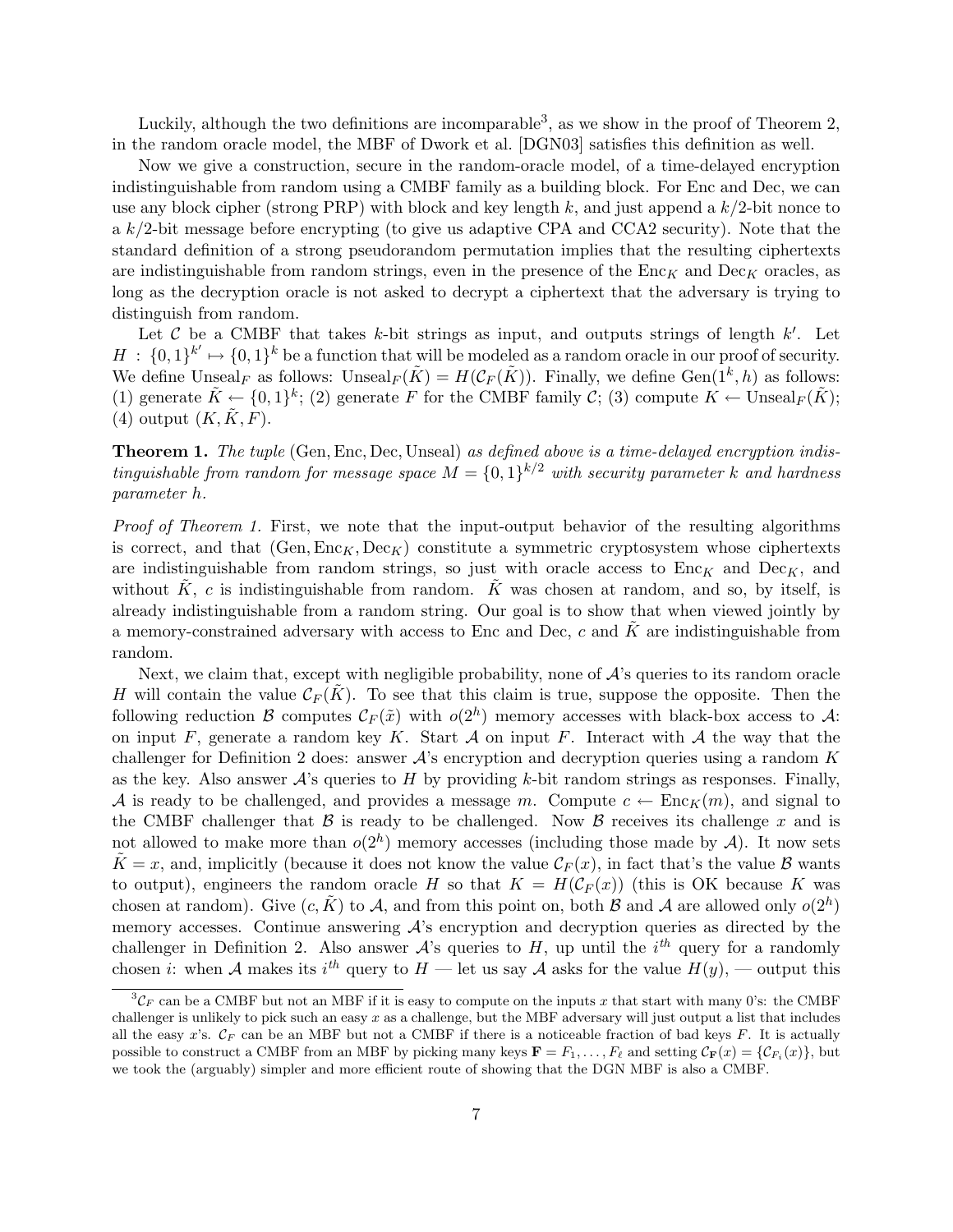Luckily, although the two definitions are incomparable[3], as we show in the proof of Theorem 2, in the random oracle model, the MBF of Dwork et al. [DGN03] satisfies this definition as well.

Now we give a construction, secure in the random-oracle model, of a time-delayed encryption indistinguishable from random using a CMBF family as a building block. For Enc and Dec, we can use any block cipher (strong PRP) with block and key length $k$, and just append a $k/2$-bit nonce to a $k/2$-bit message before encrypting (to give us adaptive CPA and CCA2 security). Note that the standard definition of a strong pseudorandom permutation implies that the resulting ciphertexts are indistinguishable from random strings, even in the presence of the $\mathrm{Enc}_K$ and $\mathrm{Dec}_K$ oracles, as long as the decryption oracle is not asked to decrypt a ciphertext that the adversary is trying to distinguish from random.

Let $\mathcal{C}$ be a CMBF that takes $k$-bit strings as input, and outputs strings of length $k'$. Let $H : \{0,1\}^{k'} \mapsto \{0,1\}^k$ be a function that will be modeled as a random oracle in our proof of security. We define $\mathrm{Unseal}_F$ as follows: $\mathrm{Unseal}_F(\tilde{K}) = H(\mathcal{C}_F(\tilde{K}))$. Finally, we define $\mathrm{Gen}(1^k, h)$ as follows: (1) generate $\tilde{K} \leftarrow \{0,1\}^k$; (2) generate $F$ for the CMBF family $\mathcal{C}$; (3) compute $K \leftarrow \mathrm{Unseal}_F(\tilde{K})$; (4) output $(K, \tilde{K}, F)$.

**Theorem 1.** *The tuple* (Gen, Enc, Dec, Unseal) *as defined above is a time-delayed encryption indistinguishable from random for message space $M = \{0,1\}^{k/2}$ with security parameter $k$ and hardness parameter $h$.*

*Proof of Theorem 1.* First, we note that the input-output behavior of the resulting algorithms is correct, and that $(\mathrm{Gen}, \mathrm{Enc}_K, \mathrm{Dec}_K)$ constitute a symmetric cryptosystem whose ciphertexts are indistinguishable from random strings, so just with oracle access to $\mathrm{Enc}_K$ and $\mathrm{Dec}_K$, and without $\tilde{K}$, $c$ is indistinguishable from random. $\tilde{K}$ was chosen at random, and so, by itself, is already indistinguishable from a random string. Our goal is to show that when viewed jointly by a memory-constrained adversary with access to Enc and Dec, $c$ and $\tilde{K}$ are indistinguishable from random.

Next, we claim that, except with negligible probability, none of $\mathcal{A}$'s queries to its random oracle $H$ will contain the value $\mathcal{C}_F(\tilde{K})$. To see that this claim is true, suppose the opposite. Then the following reduction $\mathcal{B}$ computes $\mathcal{C}_F(\tilde{x})$ with $o(2^h)$ memory accesses with black-box access to $\mathcal{A}$: on input $F$, generate a random key $K$. Start $\mathcal{A}$ on input $F$. Interact with $\mathcal{A}$ the way that the challenger for Definition 2 does: answer $\mathcal{A}$'s encryption and decryption queries using a random $K$ as the key. Also answer $\mathcal{A}$'s queries to $H$ by providing $k$-bit random strings as responses. Finally, $\mathcal{A}$ is ready to be challenged, and provides a message $m$. Compute $c \leftarrow \mathrm{Enc}_K(m)$, and signal to the CMBF challenger that $\mathcal{B}$ is ready to be challenged. Now $\mathcal{B}$ receives its challenge $x$ and is not allowed to make more than $o(2^h)$ memory accesses (including those made by $\mathcal{A}$). It now sets $\tilde{K} = x$, and, implicitly (because it does not know the value $\mathcal{C}_F(x)$, in fact that's the value $\mathcal{B}$ wants to output), engineers the random oracle $H$ so that $K = H(\mathcal{C}_F(x))$ (this is OK because $K$ was chosen at random). Give $(c, \tilde{K})$ to $\mathcal{A}$, and from this point on, both $\mathcal{B}$ and $\mathcal{A}$ are allowed only $o(2^h)$ memory accesses. Continue answering $\mathcal{A}$'s encryption and decryption queries as directed by the challenger in Definition 2. Also answer $\mathcal{A}$'s queries to $H$, up until the $i^{th}$ query for a randomly chosen $i$: when $\mathcal{A}$ makes its $i^{th}$ query to $H$ — let us say $\mathcal{A}$ asks for the value $H(y)$, — output this

[3] $\mathcal{C}_F$ can be a CMBF but not an MBF if it is easy to compute on the inputs $x$ that start with many 0's: the CMBF challenger is unlikely to pick such an easy $x$ as a challenge, but the MBF adversary will just output a list that includes all the easy $x$'s. $\mathcal{C}_F$ can be an MBF but not a CMBF if there is a noticeable fraction of bad keys $F$. It is actually possible to construct a CMBF from an MBF by picking many keys $\mathbf{F} = F_1, \ldots, F_\ell$ and setting $\mathcal{C}_{\mathbf{F}}(x) = \{\mathcal{C}_{F_i}(x)\}$, but we took the (arguably) simpler and more efficient route of showing that the DGN MBF is also a CMBF.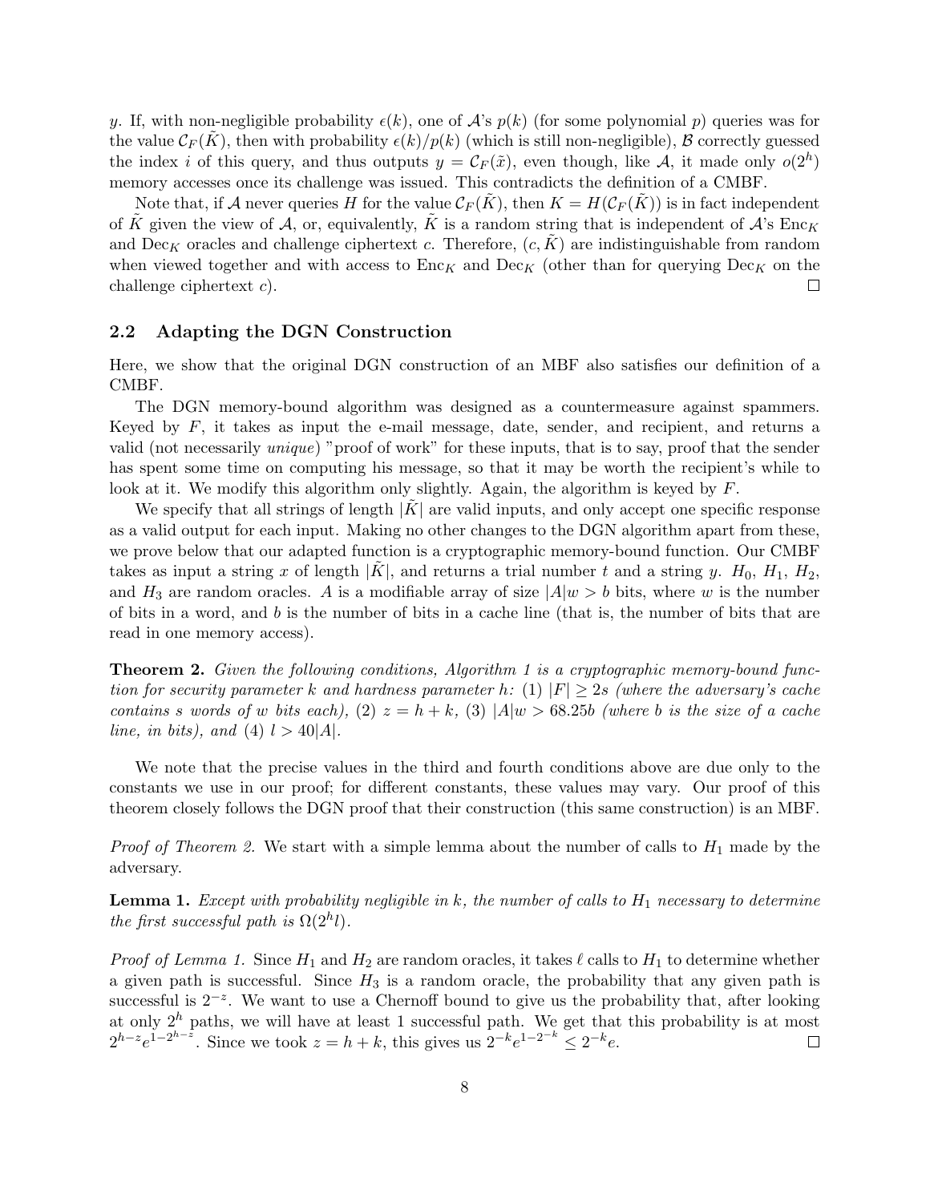$y$. If, with non-negligible probability $\epsilon(k)$, one of $\mathcal{A}$'s $p(k)$ (for some polynomial $p$) queries was for the value $\mathcal{C}_F(\tilde{K})$, then with probability $\epsilon(k)/p(k)$ (which is still non-negligible), $\mathcal{B}$ correctly guessed the index $i$ of this query, and thus outputs $y = \mathcal{C}_F(\tilde{x})$, even though, like $\mathcal{A}$, it made only $o(2^h)$ memory accesses once its challenge was issued. This contradicts the definition of a CMBF.

Note that, if $\mathcal{A}$ never queries $H$ for the value $\mathcal{C}_F(\tilde{K})$, then $K = H(\mathcal{C}_F(\tilde{K}))$ is in fact independent of $\tilde{K}$ given the view of $\mathcal{A}$, or, equivalently, $\tilde{K}$ is a random string that is independent of $\mathcal{A}$'s $\text{Enc}_K$ and $\text{Dec}_K$ oracles and challenge ciphertext $c$. Therefore, $(c, \tilde{K})$ are indistinguishable from random when viewed together and with access to $\text{Enc}_K$ and $\text{Dec}_K$ (other than for querying $\text{Dec}_K$ on the challenge ciphertext $c$). □

### 2.2 Adapting the DGN Construction

Here, we show that the original DGN construction of an MBF also satisfies our definition of a CMBF.

The DGN memory-bound algorithm was designed as a countermeasure against spammers. Keyed by $F$, it takes as input the e-mail message, date, sender, and recipient, and returns a valid (not necessarily *unique*) "proof of work" for these inputs, that is to say, proof that the sender has spent some time on computing his message, so that it may be worth the recipient's while to look at it. We modify this algorithm only slightly. Again, the algorithm is keyed by $F$.

We specify that all strings of length $|\tilde{K}|$ are valid inputs, and only accept one specific response as a valid output for each input. Making no other changes to the DGN algorithm apart from these, we prove below that our adapted function is a cryptographic memory-bound function. Our CMBF takes as input a string $x$ of length $|\tilde{K}|$, and returns a trial number $t$ and a string $y$. $H_0$, $H_1$, $H_2$, and $H_3$ are random oracles. $A$ is a modifiable array of size $|A|w > b$ bits, where $w$ is the number of bits in a word, and $b$ is the number of bits in a cache line (that is, the number of bits that are read in one memory access).

**Theorem 2.** *Given the following conditions, Algorithm 1 is a cryptographic memory-bound function for security parameter $k$ and hardness parameter $h$: (1) $|F| \geq 2s$ (where the adversary's cache contains $s$ words of $w$ bits each), (2) $z = h + k$, (3) $|A|w > 68.25b$ (where $b$ is the size of a cache line, in bits), and (4) $l > 40|A|$.*

We note that the precise values in the third and fourth conditions above are due only to the constants we use in our proof; for different constants, these values may vary. Our proof of this theorem closely follows the DGN proof that their construction (this same construction) is an MBF.

*Proof of Theorem 2.* We start with a simple lemma about the number of calls to $H_1$ made by the adversary.

**Lemma 1.** *Except with probability negligible in $k$, the number of calls to $H_1$ necessary to determine the first successful path is $\Omega(2^h l)$.*

*Proof of Lemma 1.* Since $H_1$ and $H_2$ are random oracles, it takes $\ell$ calls to $H_1$ to determine whether a given path is successful. Since $H_3$ is a random oracle, the probability that any given path is successful is $2^{-z}$. We want to use a Chernoff bound to give us the probability that, after looking at only $2^h$ paths, we will have at least 1 successful path. We get that this probability is at most $2^{h-z}e^{1-2^{h-z}}$. Since we took $z = h + k$, this gives us $2^{-k}e^{1-2^{-k}} \leq 2^{-k}e$. □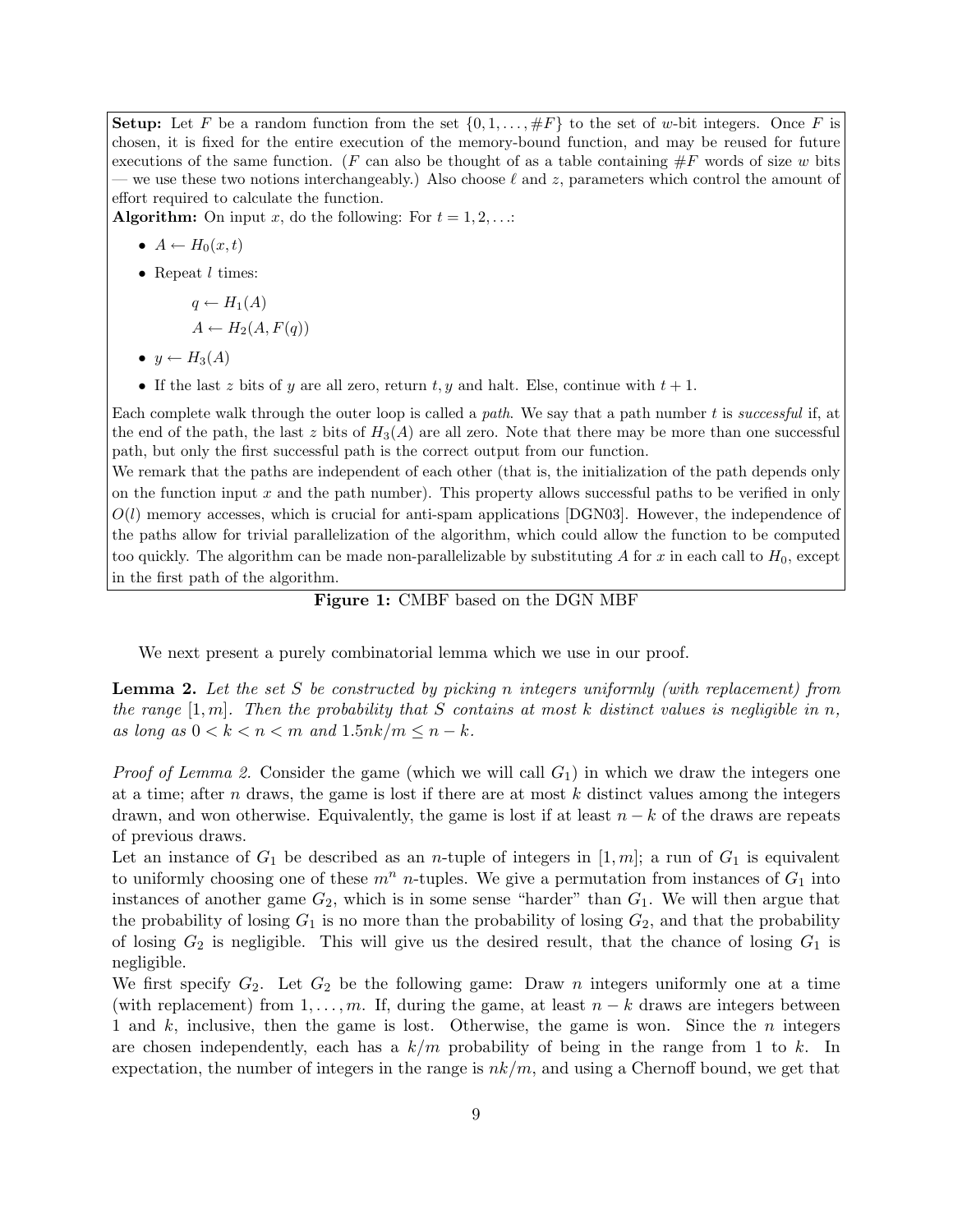**Setup:** Let $F$ be a random function from the set $\{0, 1, \ldots, \#F\}$ to the set of $w$-bit integers. Once $F$ is chosen, it is fixed for the entire execution of the memory-bound function, and may be reused for future executions of the same function. ($F$ can also be thought of as a table containing $\#F$ words of size $w$ bits — we use these two notions interchangeably.) Also choose $\ell$ and $z$, parameters which control the amount of effort required to calculate the function.

**Algorithm:** On input $x$, do the following: For $t = 1, 2, \ldots$:

- $A \leftarrow H_0(x, t)$
- Repeat $l$ times:

  $q \leftarrow H_1(A)$

  $A \leftarrow H_2(A, F(q))$
- $y \leftarrow H_3(A)$
- If the last $z$ bits of $y$ are all zero, return $t, y$ and halt. Else, continue with $t + 1$.

Each complete walk through the outer loop is called a *path*. We say that a path number $t$ is *successful* if, at the end of the path, the last $z$ bits of $H_3(A)$ are all zero. Note that there may be more than one successful path, but only the first successful path is the correct output from our function.

We remark that the paths are independent of each other (that is, the initialization of the path depends only on the function input $x$ and the path number). This property allows successful paths to be verified in only $O(l)$ memory accesses, which is crucial for anti-spam applications [DGN03]. However, the independence of the paths allow for trivial parallelization of the algorithm, which could allow the function to be computed too quickly. The algorithm can be made non-parallelizable by substituting $A$ for $x$ in each call to $H_0$, except in the first path of the algorithm.

**Figure 1:** CMBF based on the DGN MBF

We next present a purely combinatorial lemma which we use in our proof.

**Lemma 2.** *Let the set $S$ be constructed by picking $n$ integers uniformly (with replacement) from the range $[1, m]$. Then the probability that $S$ contains at most $k$ distinct values is negligible in $n$, as long as $0 < k < n < m$ and $1.5nk/m \leq n - k$.*

*Proof of Lemma 2.* Consider the game (which we will call $G_1$) in which we draw the integers one at a time; after $n$ draws, the game is lost if there are at most $k$ distinct values among the integers drawn, and won otherwise. Equivalently, the game is lost if at least $n - k$ of the draws are repeats of previous draws.

Let an instance of $G_1$ be described as an $n$-tuple of integers in $[1, m]$; a run of $G_1$ is equivalent to uniformly choosing one of these $m^n$ $n$-tuples. We give a permutation from instances of $G_1$ into instances of another game $G_2$, which is in some sense "harder" than $G_1$. We will then argue that the probability of losing $G_1$ is no more than the probability of losing $G_2$, and that the probability of losing $G_2$ is negligible. This will give us the desired result, that the chance of losing $G_1$ is negligible.

We first specify $G_2$. Let $G_2$ be the following game: Draw $n$ integers uniformly one at a time (with replacement) from $1, \ldots, m$. If, during the game, at least $n - k$ draws are integers between 1 and $k$, inclusive, then the game is lost. Otherwise, the game is won. Since the $n$ integers are chosen independently, each has a $k/m$ probability of being in the range from 1 to $k$. In expectation, the number of integers in the range is $nk/m$, and using a Chernoff bound, we get that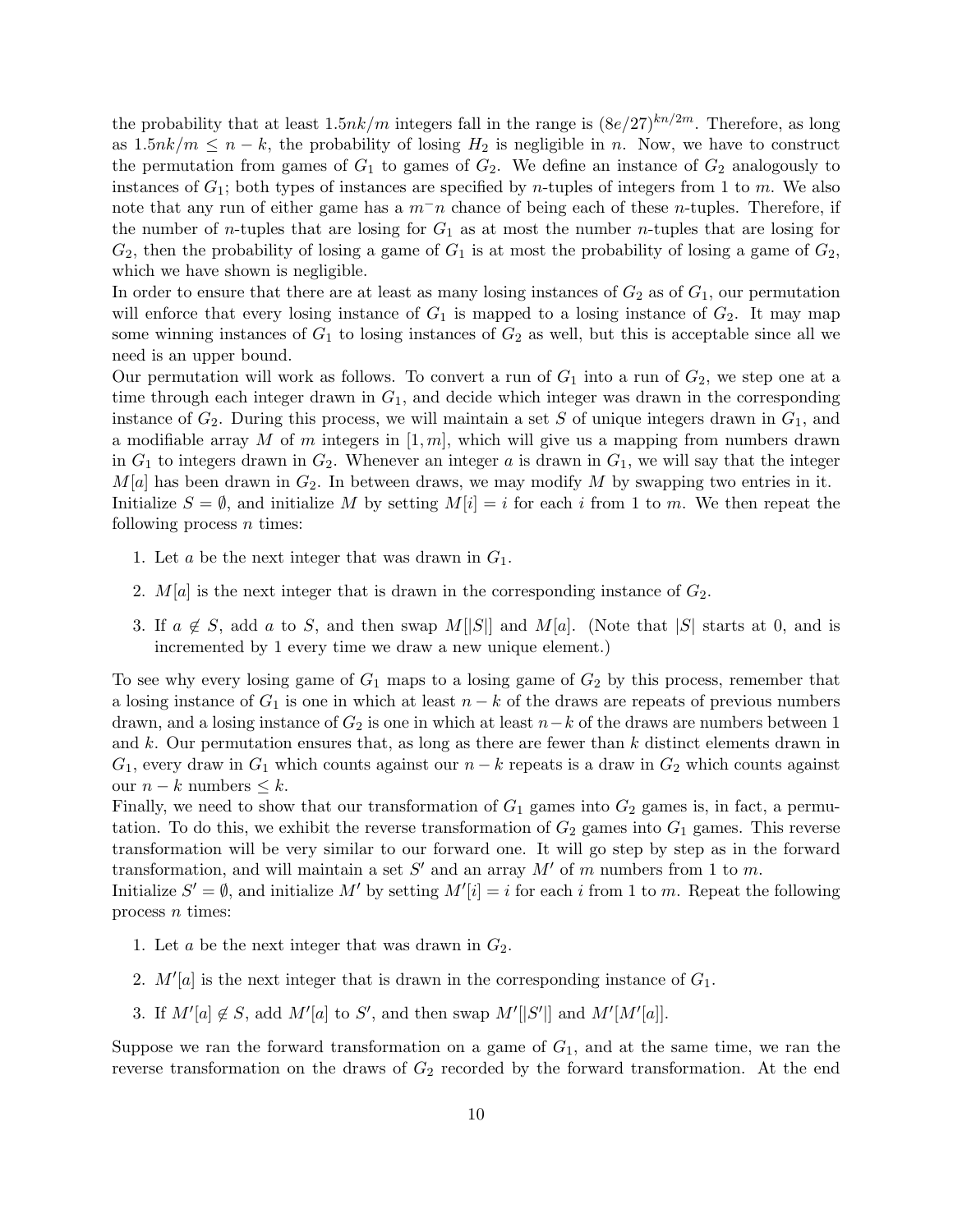the probability that at least $1.5nk/m$ integers fall in the range is $(8e/27)^{kn/2m}$. Therefore, as long as $1.5nk/m \leq n - k$, the probability of losing $H_2$ is negligible in $n$. Now, we have to construct the permutation from games of $G_1$ to games of $G_2$. We define an instance of $G_2$ analogously to instances of $G_1$; both types of instances are specified by $n$-tuples of integers from 1 to $m$. We also note that any run of either game has a $m^-n$ chance of beeing each of these $n$-tuples. Therefore, if the number of $n$-tuples that are losing for $G_1$ as at most the number $n$-tuples that are losing for $G_2$, then the probability of losing a game of $G_1$ is at most the probability of losing a game of $G_2$, which we have shown is negligible.

In order to ensure that there are at least as many losing instances of $G_2$ as of $G_1$, our permutation will enforce that every losing instance of $G_1$ is mapped to a losing instance of $G_2$. It may map some winning instances of $G_1$ to losing instances of $G_2$ as well, but this is acceptable since all we need is an upper bound.

Our permutation will work as follows. To convert a run of $G_1$ into a run of $G_2$, we step one at a time through each integer drawn in $G_1$, and decide which integer was drawn in the corresponding instance of $G_2$. During this process, we will maintain a set $S$ of unique integers drawn in $G_1$, and a modifiable array $M$ of $m$ integers in $[1, m]$, which will give us a mapping from numbers drawn in $G_1$ to integers drawn in $G_2$. Whenever an integer $a$ is drawn in $G_1$, we will say that the integer $M[a]$ has been drawn in $G_2$. In between draws, we may modify $M$ by swapping two entries in it.

Initialize $S = \emptyset$, and initialize $M$ by setting $M[i] = i$ for each $i$ from 1 to $m$. We then repeat the following process $n$ times:

1. Let $a$ be the next integer that was drawn in $G_1$.
2. $M[a]$ is the next integer that is drawn in the corresponding instance of $G_2$.
3. If $a \notin S$, add $a$ to $S$, and then swap $M[|S|]$ and $M[a]$. (Note that $|S|$ starts at 0, and is incremented by 1 every time we draw a new unique element.)

To see why every losing game of $G_1$ maps to a losing game of $G_2$ by this process, remember that a losing instance of $G_1$ is one in which at least $n - k$ of the draws are repeats of previous numbers drawn, and a losing instance of $G_2$ is one in which at least $n - k$ of the draws are numbers between 1 and $k$. Our permutation ensures that, as long as there are fewer than $k$ distinct elements drawn in $G_1$, every draw in $G_1$ which counts against our $n - k$ repeats is a draw in $G_2$ which counts against our $n - k$ numbers $\leq k$.

Finally, we need to show that our transformation of $G_1$ games into $G_2$ games is, in fact, a permutation. To do this, we exhibit the reverse transformation of $G_2$ games into $G_1$ games. This reverse transformation will be very similar to our forward one. It will go step by step as in the forward transformation, and will maintain a set $S'$ and an array $M'$ of $m$ numbers from 1 to $m$.

Initialize $S' = \emptyset$, and initialize $M'$ by setting $M'[i] = i$ for each $i$ from 1 to $m$. Repeat the following process $n$ times:

1. Let $a$ be the next integer that was drawn in $G_2$.
2. $M'[a]$ is the next integer that is drawn in the corresponding instance of $G_1$.
3. If $M'[a] \notin S$, add $M'[a]$ to $S'$, and then swap $M'[|S'|]$ and $M'[M'[a]]$.

Suppose we ran the forward transformation on a game of $G_1$, and at the same time, we ran the reverse transformation on the draws of $G_2$ recorded by the forward transformation. At the end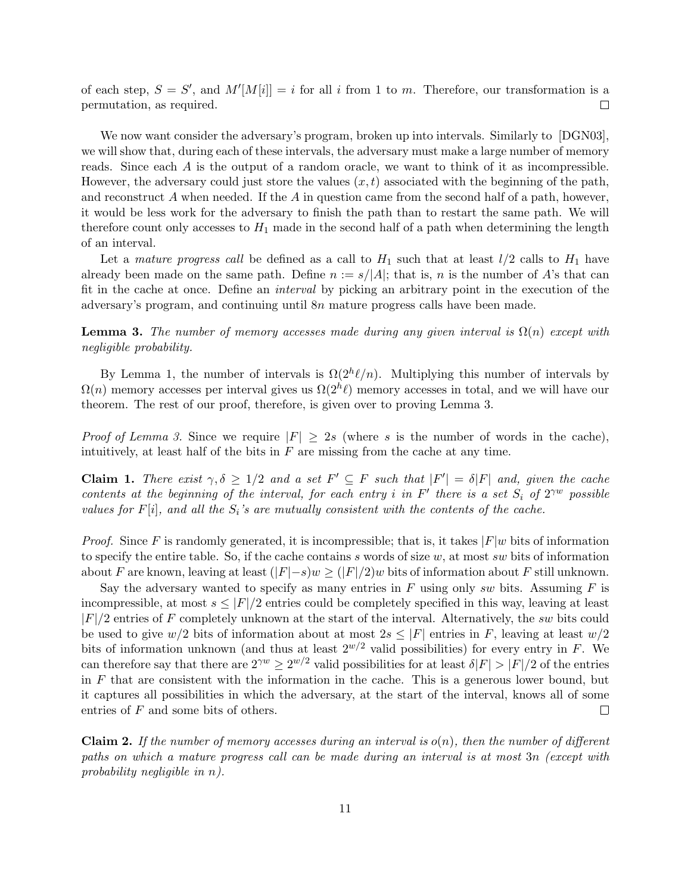of each step, $S = S'$, and $M'[M[i]] = i$ for all $i$ from 1 to $m$. Therefore, our transformation is a permutation, as required. ◻

We now want consider the adversary's program, broken up into intervals. Similarly to [DGN03], we will show that, during each of these intervals, the adversary must make a large number of memory reads. Since each $A$ is the output of a random oracle, we want to think of it as incompressible. However, the adversary could just store the values $(x, t)$ associated with the beginning of the path, and reconstruct $A$ when needed. If the $A$ in question came from the second half of a path, however, it would be less work for the adversary to finish the path than to restart the same path. We will therefore count only accesses to $H_1$ made in the second half of a path when determining the length of an interval.

Let a *mature progress call* be defined as a call to $H_1$ such that at least $l/2$ calls to $H_1$ have already been made on the same path. Define $n := s/|A|$; that is, $n$ is the number of $A$'s that can fit in the cache at once. Define an *interval* by picking an arbitrary point in the execution of the adversary's program, and continuing until $8n$ mature progress calls have been made.

**Lemma 3.** *The number of memory accesses made during any given interval is $\Omega(n)$ except with negligible probability.*

By Lemma 1, the number of intervals is $\Omega(2^h \ell/n)$. Multiplying this number of intervals by $\Omega(n)$ memory accesses per interval gives us $\Omega(2^h \ell)$ memory accesses in total, and we will have our theorem. The rest of our proof, therefore, is given over to proving Lemma 3.

*Proof of Lemma 3.* Since we require $|F| \geq 2s$ (where $s$ is the number of words in the cache), intuitively, at least half of the bits in $F$ are missing from the cache at any time.

**Claim 1.** *There exist $\gamma, \delta \geq 1/2$ and a set $F' \subseteq F$ such that $|F'| = \delta|F|$ and, given the cache contents at the beginning of the interval, for each entry $i$ in $F'$ there is a set $S_i$ of $2^{\gamma w}$ possible values for $F[i]$, and all the $S_i$'s are mutually consistent with the contents of the cache.*

*Proof.* Since $F$ is randomly generated, it is incompressible; that is, it takes $|F|w$ bits of information to specify the entire table. So, if the cache contains $s$ words of size $w$, at most $sw$ bits of information about $F$ are known, leaving at least $(|F|-s)w \geq (|F|/2)w$ bits of information about $F$ still unknown.

Say the adversary wanted to specify as many entries in $F$ using only $sw$ bits. Assuming $F$ is incompressible, at most $s \leq |F|/2$ entries could be completely specified in this way, leaving at least $|F|/2$ entries of $F$ completely unknown at the start of the interval. Alternatively, the $sw$ bits could be used to give $w/2$ bits of information about at most $2s \leq |F|$ entries in $F$, leaving at least $w/2$ bits of information unknown (and thus at least $2^{w/2}$ valid possibilities) for every entry in $F$. We can therefore say that there are $2^{\gamma w} \geq 2^{w/2}$ valid possibilities for at least $\delta|F| > |F|/2$ of the entries in $F$ that are consistent with the information in the cache. This is a generous lower bound, but it captures all possibilities in which the adversary, at the start of the interval, knows all of some entries of $F$ and some bits of others. ◻

**Claim 2.** *If the number of memory accesses during an interval is $o(n)$, then the number of different paths on which a mature progress call can be made during an interval is at most $3n$ (except with probability negligible in $n$).*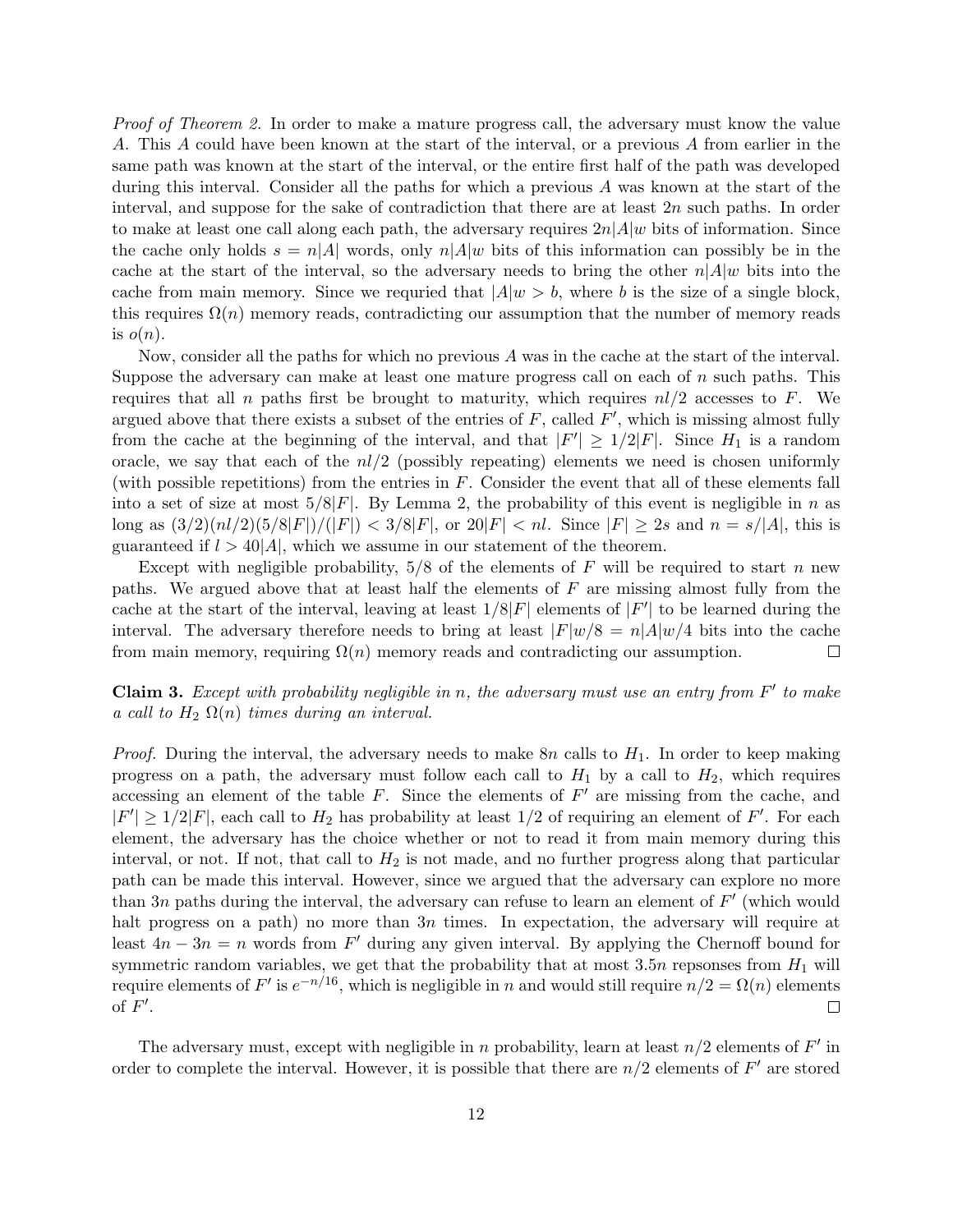*Proof of Theorem 2.* In order to make a mature progress call, the adversary must know the value $A$. This $A$ could have been known at the start of the interval, or a previous $A$ from earlier in the same path was known at the start of the interval, or the entire first half of the path was developed during this interval. Consider all the paths for which a previous $A$ was known at the start of the interval, and suppose for the sake of contradiction that there are at least $2n$ such paths. In order to make at least one call along each path, the adversary requires $2n|A|w$ bits of information. Since the cache only holds $s = n|A|$ words, only $n|A|w$ bits of this information can possibly be in the cache at the start of the interval, so the adversary needs to bring the other $n|A|w$ bits into the cache from main memory. Since we requried that $|A|w > b$, where $b$ is the size of a single block, this requires $\Omega(n)$ memory reads, contradicting our assumption that the number of memory reads is $o(n)$.

Now, consider all the paths for which no previous $A$ was in the cache at the start of the interval. Suppose the adversary can make at least one mature progress call on each of $n$ such paths. This requires that all $n$ paths first be brought to maturity, which requires $nl/2$ accesses to $F$. We argued above that there exists a subset of the entries of $F$, called $F'$, which is missing almost fully from the cache at the beginning of the interval, and that $|F'| \geq 1/2|F|$. Since $H_1$ is a random oracle, we say that each of the $nl/2$ (possibly repeating) elements we need is chosen uniformly (with possible repetitions) from the entries in $F$. Consider the event that all of these elements fall into a set of size at most $5/8|F|$. By Lemma 2, the probability of this event is negligible in $n$ as long as $(3/2)(nl/2)(5/8|F|)/(|F|) < 3/8|F|$, or $20|F| < nl$. Since $|F| \geq 2s$ and $n = s/|A|$, this is guaranteed if $l > 40|A|$, which we assume in our statement of the theorem.

Except with negligible probability, $5/8$ of the elements of $F$ will be required to start $n$ new paths. We argued above that at least half the elements of $F$ are missing almost fully from the cache at the start of the interval, leaving at least $1/8|F|$ elements of $|F'|$ to be learned during the interval. The adversary therefore needs to bring at least $|F|w/8 = n|A|w/4$ bits into the cache from main memory, requiring $\Omega(n)$ memory reads and contradicting our assumption. $\square$

**Claim 3.** *Except with probability negligible in n, the adversary must use an entry from $F'$ to make a call to $H_2$ $\Omega(n)$ times during an interval.*

*Proof.* During the interval, the adversary needs to make $8n$ calls to $H_1$. In order to keep making progress on a path, the adversary must follow each call to $H_1$ by a call to $H_2$, which requires accessing an element of the table $F$. Since the elements of $F'$ are missing from the cache, and $|F'| \geq 1/2|F|$, each call to $H_2$ has probability at least $1/2$ of requiring an element of $F'$. For each element, the adversary has the choice whether or not to read it from main memory during this interval, or not. If not, that call to $H_2$ is not made, and no further progress along that particular path can be made this interval. However, since we argued that the adversary can explore no more than $3n$ paths during the interval, the adversary can refuse to learn an element of $F'$ (which would halt progress on a path) no more than $3n$ times. In expectation, the adversary will require at least $4n - 3n = n$ words from $F'$ during any given interval. By applying the Chernoff bound for symmetric random variables, we get that the probability that at most $3.5n$ repsonses from $H_1$ will require elements of $F'$ is $e^{-n/16}$, which is negligible in $n$ and would still require $n/2 = \Omega(n)$ elements of $F'$. $\square$

The adversary must, except with negligible in $n$ probability, learn at least $n/2$ elements of $F'$ in order to complete the interval. However, it is possible that there are $n/2$ elements of $F'$ are stored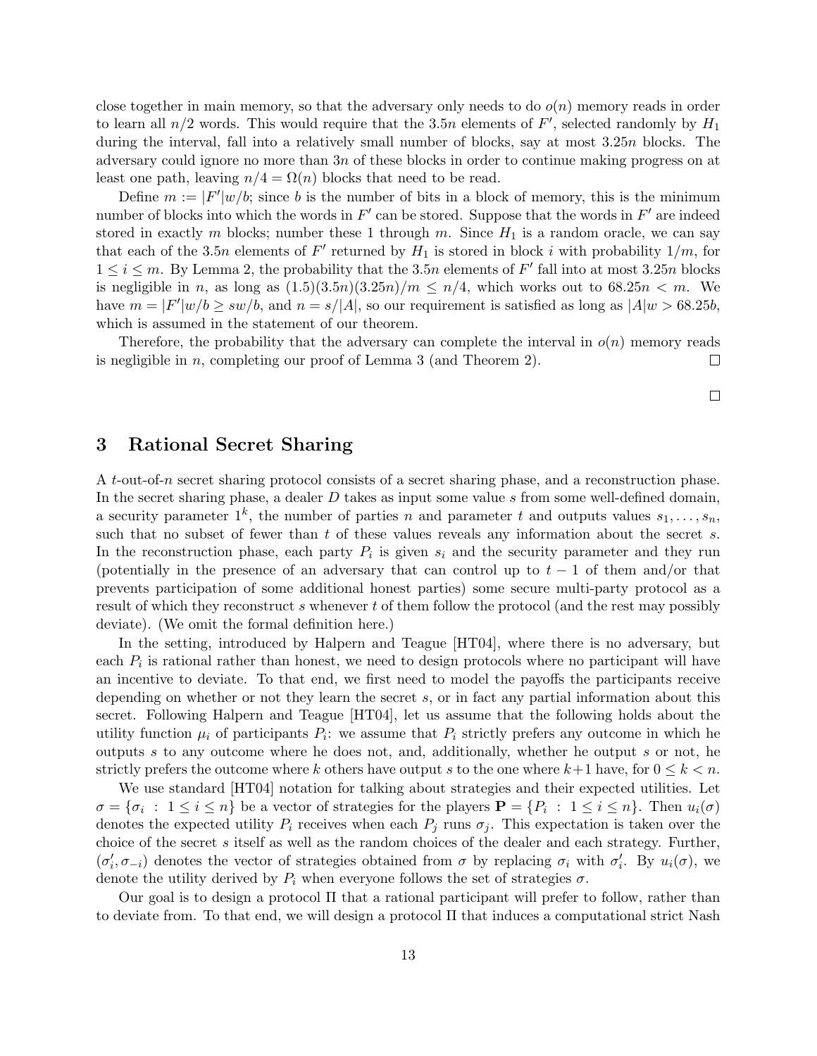close together in main memory, so that the adversary only needs to do $o(n)$ memory reads in order to learn all $n/2$ words. This would require that the $3.5n$ elements of $F'$, selected randomly by $H_1$ during the interval, fall into a relatively small number of blocks, say at most $3.25n$ blocks. The adversary could ignore no more than $3n$ of these blocks in order to continue making progress on at least one path, leaving $n/4 = \Omega(n)$ blocks that need to be read.

Define $m := |F'|w/b$; since $b$ is the number of bits in a block of memory, this is the minimum number of blocks into which the words in $F'$ can be stored. Suppose that the words in $F'$ are indeed stored in exactly $m$ blocks; number these 1 through $m$. Since $H_1$ is a random oracle, we can say that each of the $3.5n$ elements of $F'$ returned by $H_1$ is stored in block $i$ with probability $1/m$, for $1 \leq i \leq m$. By Lemma 2, the probability that the $3.5n$ elements of $F'$ fall into at most $3.25n$ blocks is negligible in $n$, as long as $(1.5)(3.5n)(3.25n)/m \leq n/4$, which works out to $68.25n < m$. We have $m = |F'|w/b \geq sw/b$, and $n = s/|A|$, so our requirement is satisfied as long as $|A|w > 68.25b$, which is assumed in the statement of our theorem.

Therefore, the probability that the adversary can complete the interval in $o(n)$ memory reads is negligible in $n$, completing our proof of Lemma 3 (and Theorem 2). □

□

## 3 Rational Secret Sharing

A $t$-out-of-$n$ secret sharing protocol consists of a secret sharing phase, and a reconstruction phase. In the secret sharing phase, a dealer $D$ takes as input some value $s$ from some well-defined domain, a security parameter $1^k$, the number of parties $n$ and parameter $t$ and outputs values $s_1, \ldots, s_n$, such that no subset of fewer than $t$ of these values reveals any information about the secret $s$. In the reconstruction phase, each party $P_i$ is given $s_i$ and the security parameter and they run (potentially in the presence of an adversary that can control up to $t-1$ of them and/or that prevents participation of some additional honest parties) some secure multi-party protocol as a result of which they reconstruct $s$ whenever $t$ of them follow the protocol (and the rest may possibly deviate). (We omit the formal definition here.)

In the setting, introduced by Halpern and Teague [HT04], where there is no adversary, but each $P_i$ is rational rather than honest, we need to design protocols where no participant will have an incentive to deviate. To that end, we first need to model the payoffs the participants receive depending on whether or not they learn the secret $s$, or in fact any partial information about this secret. Following Halpern and Teague [HT04], let us assume that the following holds about the utility function $\mu_i$ of participants $P_i$: we assume that $P_i$ strictly prefers any outcome in which he outputs $s$ to any outcome where he does not, and, additionally, whether he output $s$ or not, he strictly prefers the outcome where $k$ others have output $s$ to the one where $k+1$ have, for $0 \leq k < n$.

We use standard [HT04] notation for talking about strategies and their expected utilities. Let $\sigma = \{\sigma_i \ : \ 1 \leq i \leq n\}$ be a vector of strategies for the players $\mathbf{P} = \{P_i \ : \ 1 \leq i \leq n\}$. Then $u_i(\sigma)$ denotes the expected utility $P_i$ receives when each $P_j$ runs $\sigma_j$. This expectation is taken over the choice of the secret $s$ itself as well as the random choices of the dealer and each strategy. Further, $(\sigma'_i, \sigma_{-i})$ denotes the vector of strategies obtained from $\sigma$ by replacing $\sigma_i$ with $\sigma'_i$. By $u_i(\sigma)$, we denote the utility derived by $P_i$ when everyone follows the set of strategies $\sigma$.

Our goal is to design a protocol $\Pi$ that a rational participant will prefer to follow, rather than to deviate from. To that end, we will design a protocol $\Pi$ that induces a computational strict Nash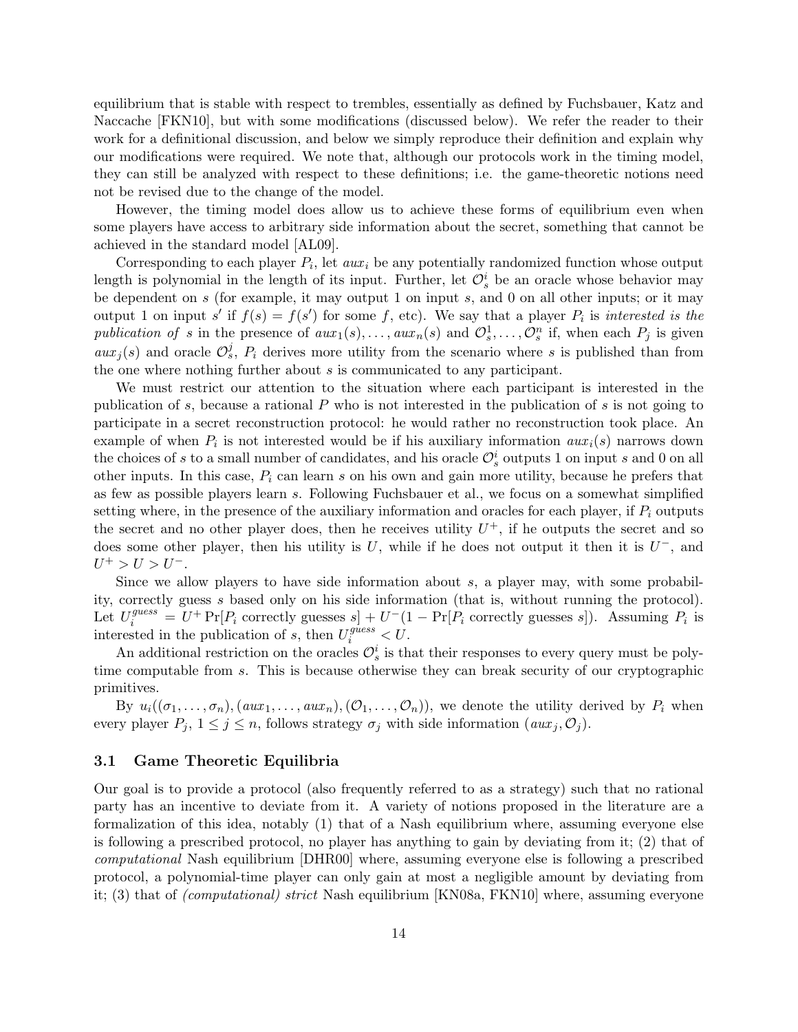equilibrium that is stable with respect to trembles, essentially as defined by Fuchsbauer, Katz and Naccache [FKN10], but with some modifications (discussed below). We refer the reader to their work for a definitional discussion, and below we simply reproduce their definition and explain why our modifications were required. We note that, although our protocols work in the timing model, they can still be analyzed with respect to these definitions; i.e. the game-theoretic notions need not be revised due to the change of the model.

However, the timing model does allow us to achieve these forms of equilibrium even when some players have access to arbitrary side information about the secret, something that cannot be achieved in the standard model [AL09].

Corresponding to each player $P_i$, let $aux_i$ be any potentially randomized function whose output length is polynomial in the length of its input. Further, let $\mathcal{O}_s^i$ be an oracle whose behavior may be dependent on $s$ (for example, it may output 1 on input $s$, and 0 on all other inputs; or it may output 1 on input $s'$ if $f(s) = f(s')$ for some $f$, etc). We say that a player $P_i$ is *interested is the publication of* $s$ in the presence of $aux_1(s), \ldots, aux_n(s)$ and $\mathcal{O}_s^1, \ldots, \mathcal{O}_s^n$ if, when each $P_j$ is given $aux_j(s)$ and oracle $\mathcal{O}_s^j$, $P_i$ derives more utility from the scenario where $s$ is published than from the one where nothing further about $s$ is communicated to any participant.

We must restrict our attention to the situation where each participant is interested in the publication of $s$, because a rational $P$ who is not interested in the publication of $s$ is not going to participate in a secret reconstruction protocol: he would rather no reconstruction took place. An example of when $P_i$ is not interested would be if his auxiliary information $aux_i(s)$ narrows down the choices of $s$ to a small number of candidates, and his oracle $\mathcal{O}_s^i$ outputs 1 on input $s$ and 0 on all other inputs. In this case, $P_i$ can learn $s$ on his own and gain more utility, because he prefers that as few as possible players learn $s$. Following Fuchsbauer et al., we focus on a somewhat simplified setting where, in the presence of the auxiliary information and oracles for each player, if $P_i$ outputs the secret and no other player does, then he receives utility $U^+$, if he outputs the secret and so does some other player, then his utility is $U$, while if he does not output it then it is $U^-$, and $U^+ > U > U^-$.

Since we allow players to have side information about $s$, a player may, with some probability, correctly guess $s$ based only on his side information (that is, without running the protocol). Let $U_i^{guess} = U^+ \Pr[P_i \text{ correctly guesses } s] + U^-(1 - \Pr[P_i \text{ correctly guesses } s])$. Assuming $P_i$ is interested in the publication of $s$, then $U_i^{guess} < U$.

An additional restriction on the oracles $\mathcal{O}_s^i$ is that their responses to every query must be poly-time computable from $s$. This is because otherwise they can break security of our cryptographic primitives.

By $u_i((\sigma_1, \ldots, \sigma_n), (aux_1, \ldots, aux_n), (\mathcal{O}_1, \ldots, \mathcal{O}_n))$, we denote the utility derived by $P_i$ when every player $P_j$, $1 \leq j \leq n$, follows strategy $\sigma_j$ with side information $(aux_j, \mathcal{O}_j)$.

### 3.1 Game Theoretic Equilibria

Our goal is to provide a protocol (also frequently referred to as a strategy) such that no rational party has an incentive to deviate from it. A variety of notions proposed in the literature are a formalization of this idea, notably (1) that of a Nash equilibrium where, assuming everyone else is following a prescribed protocol, no player has anything to gain by deviating from it; (2) that of *computational* Nash equilibrium [DHR00] where, assuming everyone else is following a prescribed protocol, a polynomial-time player can only gain at most a negligible amount by deviating from it; (3) that of *(computational) strict* Nash equilibrium [KN08a, FKN10] where, assuming everyone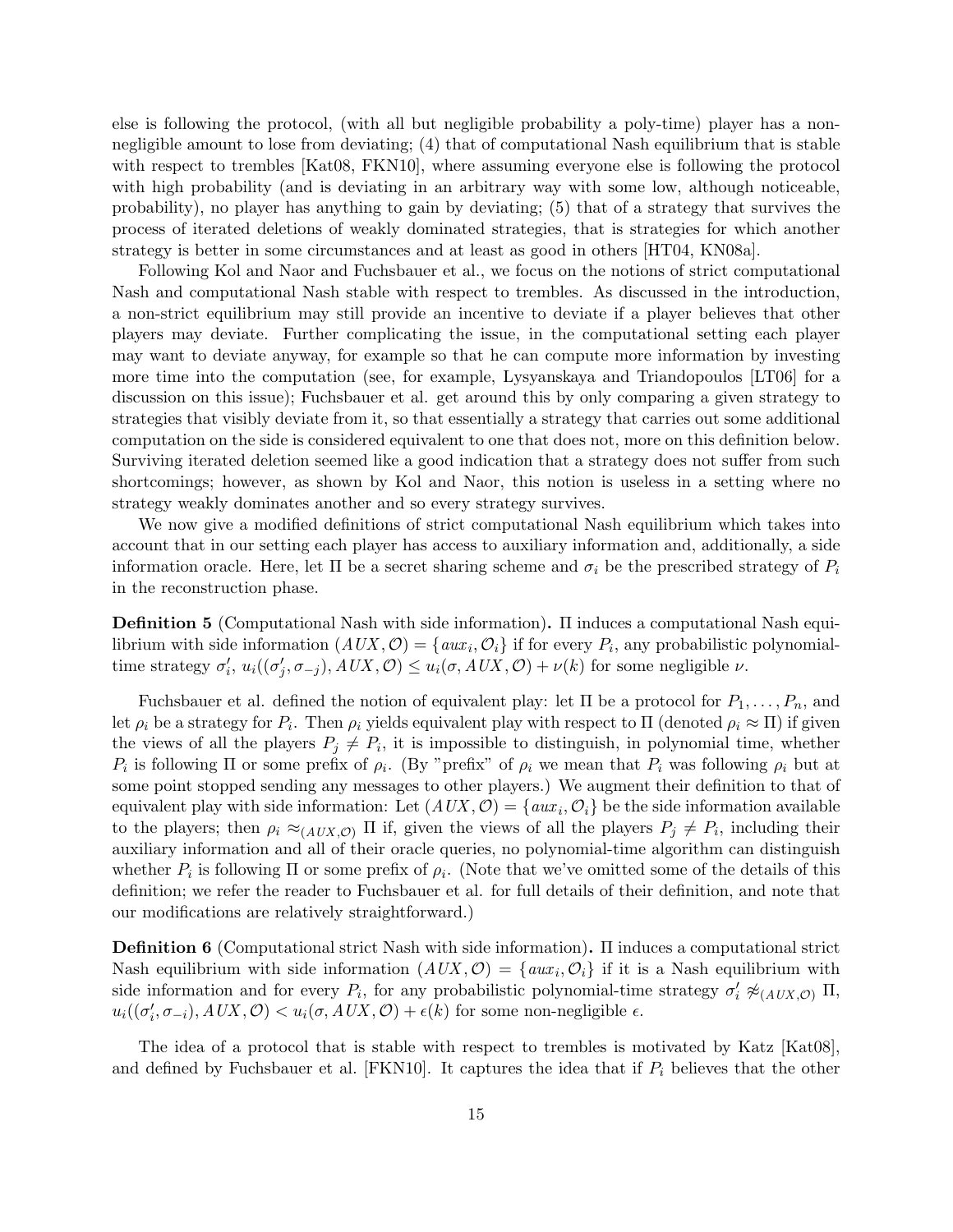else is following the protocol, (with all but negligible probability a poly-time) player has a non-negligible amount to lose from deviating; (4) that of computational Nash equilibrium that is stable with respect to trembles [Kat08, FKN10], where assuming everyone else is following the protocol with high probability (and is deviating in an arbitrary way with some low, although noticeable, probability), no player has anything to gain by deviating; (5) that of a strategy that survives the process of iterated deletions of weakly dominated strategies, that is strategies for which another strategy is better in some circumstances and at least as good in others [HT04, KN08a].

Following Kol and Naor and Fuchsbauer et al., we focus on the notions of strict computational Nash and computational Nash stable with respect to trembles. As discussed in the introduction, a non-strict equilibrium may still provide an incentive to deviate if a player believes that other players may deviate. Further complicating the issue, in the computational setting each player may want to deviate anyway, for example so that he can compute more information by investing more time into the computation (see, for example, Lysyanskaya and Triandopoulos [LT06] for a discussion on this issue); Fuchsbauer et al. get around this by only comparing a given strategy to strategies that visibly deviate from it, so that essentially a strategy that carries out some additional computation on the side is considered equivalent to one that does not, more on this definition below. Surviving iterated deletion seemed like a good indication that a strategy does not suffer from such shortcomings; however, as shown by Kol and Naor, this notion is useless in a setting where no strategy weakly dominates another and so every strategy survives.

We now give a modified definitions of strict computational Nash equilibrium which takes into account that in our setting each player has access to auxiliary information and, additionally, a side information oracle. Here, let $\Pi$ be a secret sharing scheme and $\sigma_i$ be the prescribed strategy of $P_i$ in the reconstruction phase.

**Definition 5** (Computational Nash with side information)**.** $\Pi$ induces a computational Nash equilibrium with side information $(AUX, \mathcal{O}) = \{aux_i, \mathcal{O}_i\}$ if for every $P_i$, any probabilistic polynomial-time strategy $\sigma_i'$, $u_i((\sigma_j', \sigma_{-j}), AUX, \mathcal{O}) \leq u_i(\sigma, AUX, \mathcal{O}) + \nu(k)$ for some negligible $\nu$.

Fuchsbauer et al. defined the notion of equivalent play: let $\Pi$ be a protocol for $P_1, \ldots, P_n$, and let $\rho_i$ be a strategy for $P_i$. Then $\rho_i$ yields equivalent play with respect to $\Pi$ (denoted $\rho_i \approx \Pi$) if given the views of all the players $P_j \neq P_i$, it is impossible to distinguish, in polynomial time, whether $P_i$ is following $\Pi$ or some prefix of $\rho_i$. (By "prefix" of $\rho_i$ we mean that $P_i$ was following $\rho_i$ but at some point stopped sending any messages to other players.) We augment their definition to that of equivalent play with side information: Let $(AUX, \mathcal{O}) = \{aux_i, \mathcal{O}_i\}$ be the side information available to the players; then $\rho_i \approx_{(AUX,\mathcal{O})} \Pi$ if, given the views of all the players $P_j \neq P_i$, including their auxiliary information and all of their oracle queries, no polynomial-time algorithm can distinguish whether $P_i$ is following $\Pi$ or some prefix of $\rho_i$. (Note that we've omitted some of the details of this definition; we refer the reader to Fuchsbauer et al. for full details of their definition, and note that our modifications are relatively straightforward.)

**Definition 6** (Computational strict Nash with side information)**.** $\Pi$ induces a computational strict Nash equilibrium with side information $(AUX, \mathcal{O}) = \{aux_i, \mathcal{O}_i\}$ if it is a Nash equilibrium with side information and for every $P_i$, for any probabilistic polynomial-time strategy $\sigma_i' \not\approx_{(AUX,\mathcal{O})} \Pi$, $u_i((\sigma_i', \sigma_{-i}), AUX, \mathcal{O}) < u_i(\sigma, AUX, \mathcal{O}) + \epsilon(k)$ for some non-negligible $\epsilon$.

The idea of a protocol that is stable with respect to trembles is motivated by Katz [Kat08], and defined by Fuchsbauer et al. [FKN10]. It captures the idea that if $P_i$ believes that the other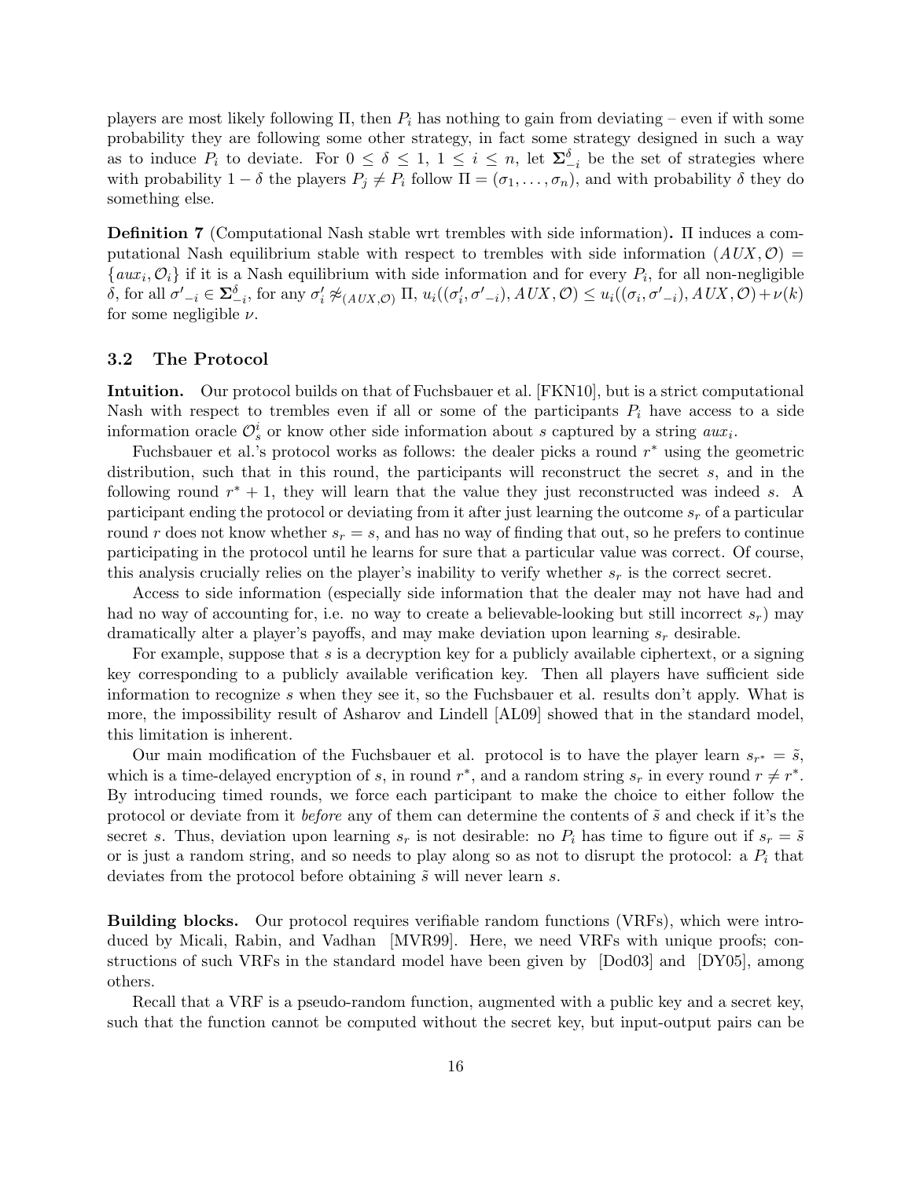players are most likely following $\Pi$, then $P_i$ has nothing to gain from deviating – even if with some probability they are following some other strategy, in fact some strategy designed in such a way as to induce $P_i$ to deviate. For $0 \leq \delta \leq 1$, $1 \leq i \leq n$, let $\mathbf{\Sigma}^{\delta}_{-i}$ be the set of strategies where with probability $1 - \delta$ the players $P_j \neq P_i$ follow $\Pi = (\sigma_1, \ldots, \sigma_n)$, and with probability $\delta$ they do something else.

**Definition 7** (Computational Nash stable wrt trembles with side information)**.** $\Pi$ induces a computational Nash equilibrium stable with respect to trembles with side information $(AUX, \mathcal{O}) = \{aux_i, \mathcal{O}_i\}$ if it is a Nash equilibrium with side information and for every $P_i$, for all non-negligible $\delta$, for all $\sigma'_{-i} \in \mathbf{\Sigma}^{\delta}_{-i}$, for any $\sigma'_i \not\approx_{(AUX,\mathcal{O})} \Pi$, $u_i((\sigma'_i, \sigma'_{-i}), AUX, \mathcal{O}) \leq u_i((\sigma_i, \sigma'_{-i}), AUX, \mathcal{O}) + \nu(k)$ for some negligible $\nu$.

### 3.2 The Protocol

**Intuition.** Our protocol builds on that of Fuchsbauer et al. [FKN10], but is a strict computational Nash with respect to trembles even if all or some of the participants $P_i$ have access to a side information oracle $\mathcal{O}^i_s$ or know other side information about $s$ captured by a string $aux_i$.

Fuchsbauer et al.'s protocol works as follows: the dealer picks a round $r^*$ using the geometric distribution, such that in this round, the participants will reconstruct the secret $s$, and in the following round $r^* + 1$, they will learn that the value they just reconstructed was indeed $s$. A participant ending the protocol or deviating from it after just learning the outcome $s_r$ of a particular round $r$ does not know whether $s_r = s$, and has no way of finding that out, so he prefers to continue participating in the protocol until he learns for sure that a particular value was correct. Of course, this analysis crucially relies on the player's inability to verify whether $s_r$ is the correct secret.

Access to side information (especially side information that the dealer may not have had and had no way of accounting for, i.e. no way to create a believable-looking but still incorrect $s_r$) may dramatically alter a player's payoffs, and may make deviation upon learning $s_r$ desirable.

For example, suppose that $s$ is a decryption key for a publicly available ciphertext, or a signing key corresponding to a publicly available verification key. Then all players have sufficient side information to recognize $s$ when they see it, so the Fuchsbauer et al. results don't apply. What is more, the impossibility result of Asharov and Lindell [AL09] showed that in the standard model, this limitation is inherent.

Our main modification of the Fuchsbauer et al. protocol is to have the player learn $s_{r^*} = \tilde{s}$, which is a time-delayed encryption of $s$, in round $r^*$, and a random string $s_r$ in every round $r \neq r^*$. By introducing timed rounds, we force each participant to make the choice to either follow the protocol or deviate from it *before* any of them can determine the contents of $\tilde{s}$ and check if it's the secret $s$. Thus, deviation upon learning $s_r$ is not desirable: no $P_i$ has time to figure out if $s_r = \tilde{s}$ or is just a random string, and so needs to play along so as not to disrupt the protocol: a $P_i$ that deviates from the protocol before obtaining $\tilde{s}$ will never learn $s$.

**Building blocks.** Our protocol requires verifiable random functions (VRFs), which were introduced by Micali, Rabin, and Vadhan [MVR99]. Here, we need VRFs with unique proofs; constructions of such VRFs in the standard model have been given by [Dod03] and [DY05], among others.

Recall that a VRF is a pseudo-random function, augmented with a public key and a secret key, such that the function cannot be computed without the secret key, but input-output pairs can be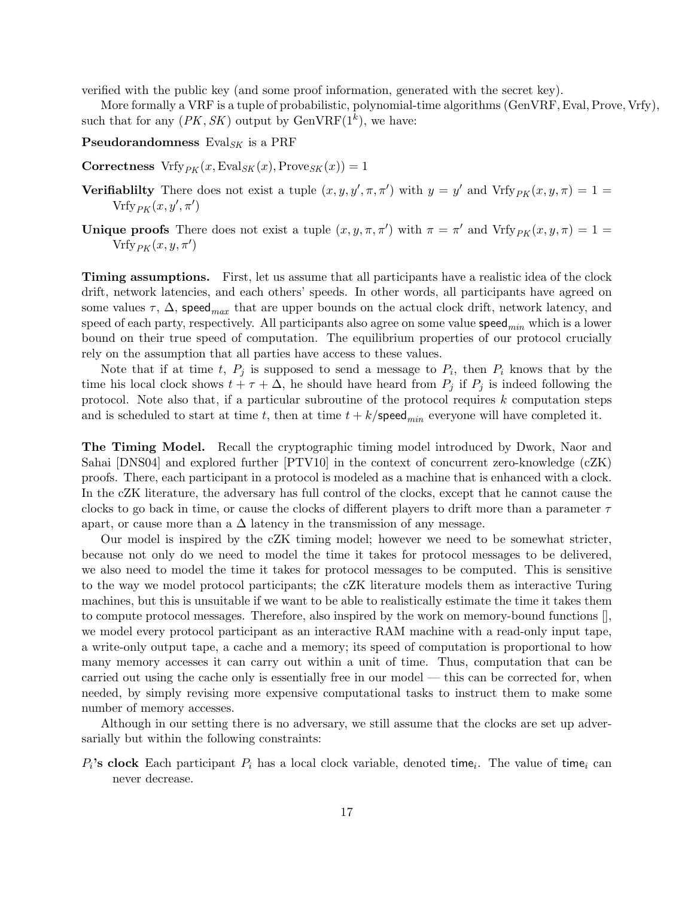verified with the public key (and some proof information, generated with the secret key).

More formally a VRF is a tuple of probabilistic, polynomial-time algorithms (GenVRF, Eval, Prove, Vrfy), such that for any $(PK, SK)$ output by $\text{GenVRF}(1^k)$, we have:

**Pseudorandomness** $\text{Eval}_{SK}$ is a PRF

**Correctness** $\text{Vrfy}_{PK}(x, \text{Eval}_{SK}(x), \text{Prove}_{SK}(x)) = 1$

**Verifiablilty** There does not exist a tuple $(x, y, y', \pi, \pi')$ with $y = y'$ and $\text{Vrfy}_{PK}(x, y, \pi) = 1 = \text{Vrfy}_{PK}(x, y', \pi')$

**Unique proofs** There does not exist a tuple $(x, y, \pi, \pi')$ with $\pi = \pi'$ and $\text{Vrfy}_{PK}(x, y, \pi) = 1 = \text{Vrfy}_{PK}(x, y, \pi')$

**Timing assumptions.** First, let us assume that all participants have a realistic idea of the clock drift, network latencies, and each others' speeds. In other words, all participants have agreed on some values $\tau$, $\Delta$, $\mathsf{speed}_{max}$ that are upper bounds on the actual clock drift, network latency, and speed of each party, respectively. All participants also agree on some value $\mathsf{speed}_{min}$ which is a lower bound on their true speed of computation. The equilibrium properties of our protocol crucially rely on the assumption that all parties have access to these values.

Note that if at time $t$, $P_j$ is supposed to send a message to $P_i$, then $P_i$ knows that by the time his local clock shows $t + \tau + \Delta$, he should have heard from $P_j$ if $P_j$ is indeed following the protocol. Note also that, if a particular subroutine of the protocol requires $k$ computation steps and is scheduled to start at time $t$, then at time $t + k/\mathsf{speed}_{min}$ everyone will have completed it.

**The Timing Model.** Recall the cryptographic timing model introduced by Dwork, Naor and Sahai [DNS04] and explored further [PTV10] in the context of concurrent zero-knowledge (cZK) proofs. There, each participant in a protocol is modeled as a machine that is enhanced with a clock. In the cZK literature, the adversary has full control of the clocks, except that he cannot cause the clocks to go back in time, or cause the clocks of different players to drift more than a parameter $\tau$ apart, or cause more than a $\Delta$ latency in the transmission of any message.

Our model is inspired by the cZK timing model; however we need to be somewhat stricter, because not only do we need to model the time it takes for protocol messages to be delivered, we also need to model the time it takes for protocol messages to be computed. This is sensitive to the way we model protocol participants; the cZK literature models them as interactive Turing machines, but this is unsuitable if we want to be able to realistically estimate the time it takes them to compute protocol messages. Therefore, also inspired by the work on memory-bound functions [], we model every protocol participant as an interactive RAM machine with a read-only input tape, a write-only output tape, a cache and a memory; its speed of computation is proportional to how many memory accesses it can carry out within a unit of time. Thus, computation that can be carried out using the cache only is essentially free in our model — this can be corrected for, when needed, by simply revising more expensive computational tasks to instruct them to make some number of memory accesses.

Although in our setting there is no adversary, we still assume that the clocks are set up adversarially but within the following constraints:

**$P_i$'s clock** Each participant $P_i$ has a local clock variable, denoted $\mathsf{time}_i$. The value of $\mathsf{time}_i$ can never decrease.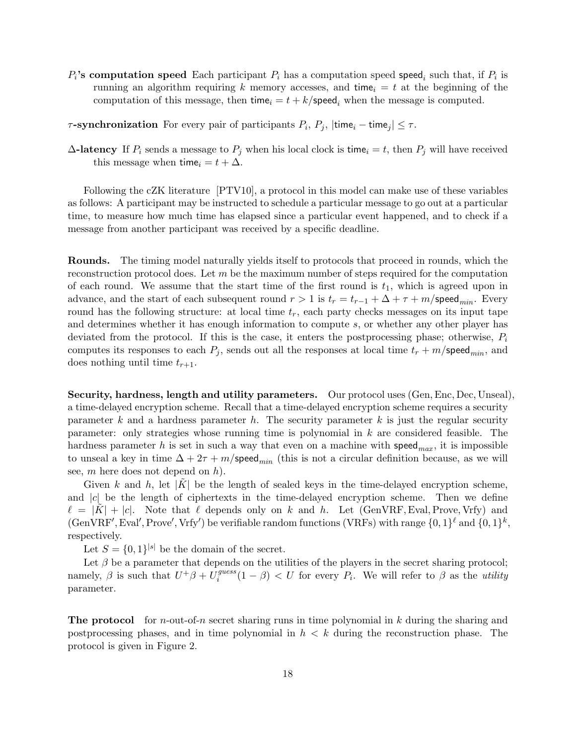**$P_i$'s computation speed** Each participant $P_i$ has a computation speed $\mathsf{speed}_i$ such that, if $P_i$ is running an algorithm requiring $k$ memory accesses, and $\mathsf{time}_i = t$ at the beginning of the computation of this message, then $\mathsf{time}_i = t + k/\mathsf{speed}_i$ when the message is computed.

**$\tau$-synchronization** For every pair of participants $P_i$, $P_j$, $|\mathsf{time}_i - \mathsf{time}_j| \leq \tau$.

**$\Delta$-latency** If $P_i$ sends a message to $P_j$ when his local clock is $\mathsf{time}_i = t$, then $P_j$ will have received this message when $\mathsf{time}_i = t + \Delta$.

Following the cZK literature [PTV10], a protocol in this model can make use of these variables as follows: A participant may be instructed to schedule a particular message to go out at a particular time, to measure how much time has elapsed since a particular event happened, and to check if a message from another participant was received by a specific deadline.

**Rounds.** The timing model naturally yields itself to protocols that proceed in rounds, which the reconstruction protocol does. Let $m$ be the maximum number of steps required for the computation of each round. We assume that the start time of the first round is $t_1$, which is agreed upon in advance, and the start of each subsequent round $r > 1$ is $t_r = t_{r-1} + \Delta + \tau + m/\mathsf{speed}_{min}$. Every round has the following structure: at local time $t_r$, each party checks messages on its input tape and determines whether it has enough information to compute $s$, or whether any other player has deviated from the protocol. If this is the case, it enters the postprocessing phase; otherwise, $P_i$ computes its responses to each $P_j$, sends out all the responses at local time $t_r + m/\mathsf{speed}_{min}$, and does nothing until time $t_{r+1}$.

**Security, hardness, length and utility parameters.** Our protocol uses (Gen, Enc, Dec, Unseal), a time-delayed encryption scheme. Recall that a time-delayed encryption scheme requires a security parameter $k$ and a hardness parameter $h$. The security parameter $k$ is just the regular security parameter: only strategies whose running time is polynomial in $k$ are considered feasible. The hardness parameter $h$ is set in such a way that even on a machine with $\mathsf{speed}_{max}$, it is impossible to unseal a key in time $\Delta + 2\tau + m/\mathsf{speed}_{min}$ (this is not a circular definition because, as we will see, $m$ here does not depend on $h$).

Given $k$ and $h$, let $|\tilde{K}|$ be the length of sealed keys in the time-delayed encryption scheme, and $|c|$ be the length of ciphertexts in the time-delayed encryption scheme. Then we define $\ell = |\tilde{K}| + |c|$. Note that $\ell$ depends only on $k$ and $h$. Let (GenVRF, Eval, Prove, Vrfy) and (GenVRF′, Eval′, Prove′, Vrfy′) be verifiable random functions (VRFs) with range $\{0,1\}^\ell$ and $\{0,1\}^k$, respectively.

Let $S = \{0,1\}^{|s|}$ be the domain of the secret.

Let $\beta$ be a parameter that depends on the utilities of the players in the secret sharing protocol; namely, $\beta$ is such that $U^+\beta + U_i^{guess}(1-\beta) < U$ for every $P_i$. We will refer to $\beta$ as the *utility* parameter.

**The protocol** for $n$-out-of-$n$ secret sharing runs in time polynomial in $k$ during the sharing and postprocessing phases, and in time polynomial in $h < k$ during the reconstruction phase. The protocol is given in Figure 2.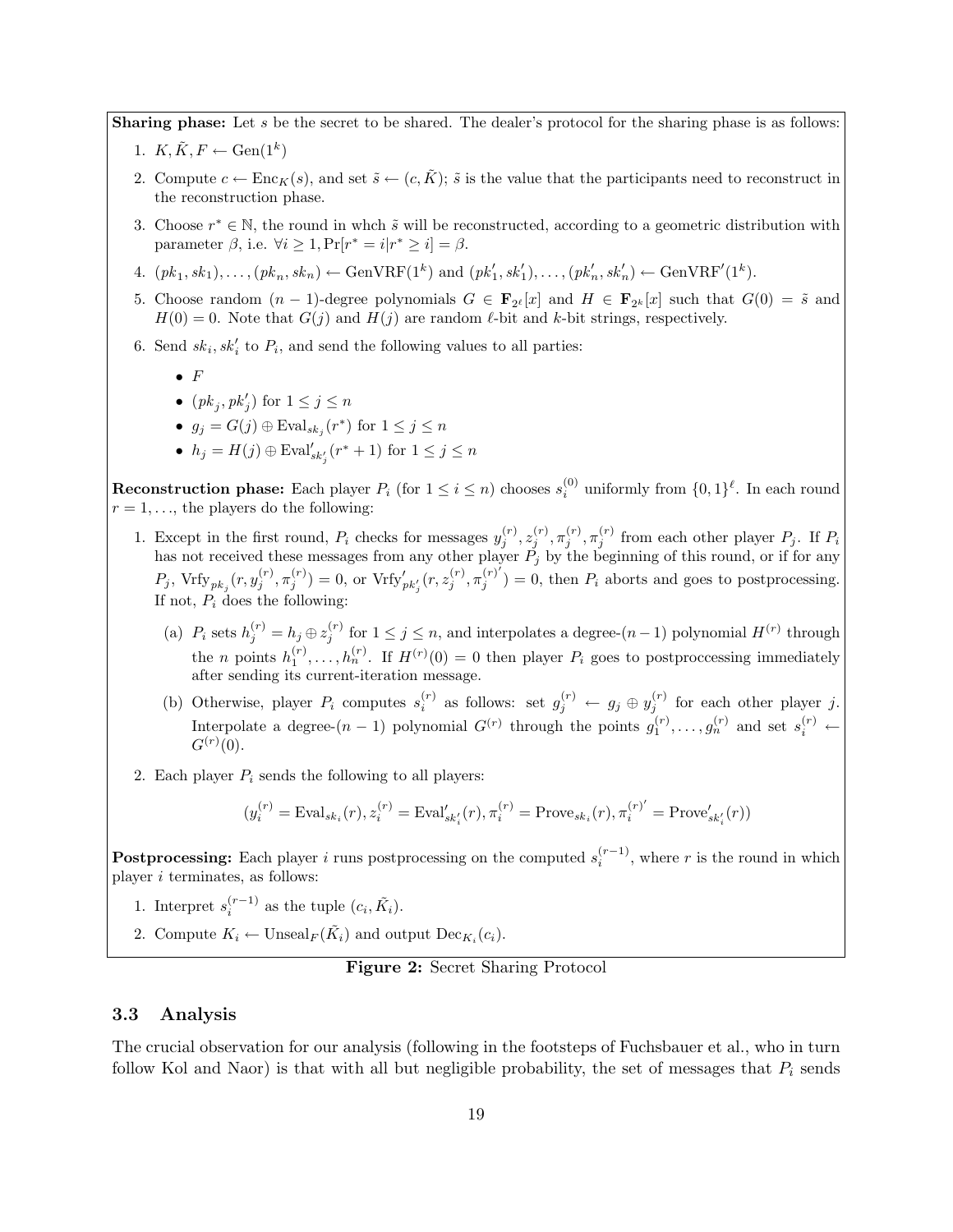**Sharing phase:** Let $s$ be the secret to be shared. The dealer's protocol for the sharing phase is as follows:

1. $K, \tilde{K}, F \leftarrow \text{Gen}(1^k)$
2. Compute $c \leftarrow \text{Enc}_K(s)$, and set $\tilde{s} \leftarrow (c, \tilde{K})$; $\tilde{s}$ is the value that the participants need to reconstruct in the reconstruction phase.
3. Choose $r^* \in \mathbb{N}$, the round in whch $\tilde{s}$ will be reconstructed, according to a geometric distribution with parameter $\beta$, i.e. $\forall i \geq 1, \Pr[r^* = i | r^* \geq i] = \beta$.
4. $(pk_1, sk_1), \ldots, (pk_n, sk_n) \leftarrow \text{GenVRF}(1^k)$ and $(pk'_1, sk'_1), \ldots, (pk'_n, sk'_n) \leftarrow \text{GenVRF}'(1^k)$.
5. Choose random $(n-1)$-degree polynomials $G \in \mathbf{F}_{2^\ell}[x]$ and $H \in \mathbf{F}_{2^k}[x]$ such that $G(0) = \tilde{s}$ and $H(0) = 0$. Note that $G(j)$ and $H(j)$ are random $\ell$-bit and $k$-bit strings, respectively.
6. Send $sk_i, sk'_i$ to $P_i$, and send the following values to all parties:
   - $F$
   - $(pk_j, pk'_j)$ for $1 \leq j \leq n$
   - $g_j = G(j) \oplus \text{Eval}_{sk_j}(r^*)$ for $1 \leq j \leq n$
   - $h_j = H(j) \oplus \text{Eval}'_{sk'_j}(r^* + 1)$ for $1 \leq j \leq n$

**Reconstruction phase:** Each player $P_i$ (for $1 \leq i \leq n$) chooses $s_i^{(0)}$ uniformly from $\{0,1\}^\ell$. In each round $r = 1, \ldots$, the players do the following:

1. Except in the first round, $P_i$ checks for messages $y_j^{(r)}, z_j^{(r)}, \pi_j^{(r)}, \pi_j^{(r)}$ from each other player $P_j$. If $P_i$ has not received these messages from any other player $P_j$ by the beginning of this round, or if for any $P_j$, $\text{Vrfy}_{pk_j}(r, y_j^{(r)}, \pi_j^{(r)}) = 0$, or $\text{Vrfy}'_{pk'_j}(r, z_j^{(r)}, \pi_j^{(r)'}) = 0$, then $P_i$ aborts and goes to postprocessing. If not, $P_i$ does the following:
   (a) $P_i$ sets $h_j^{(r)} = h_j \oplus z_j^{(r)}$ for $1 \leq j \leq n$, and interpolates a degree-$(n-1)$ polynomial $H^{(r)}$ through the $n$ points $h_1^{(r)}, \ldots, h_n^{(r)}$. If $H^{(r)}(0) = 0$ then player $P_i$ goes to postproccessing immediately after sending its current-iteration message.
   (b) Otherwise, player $P_i$ computes $s_i^{(r)}$ as follows: set $g_j^{(r)} \leftarrow g_j \oplus y_j^{(r)}$ for each other player $j$. Interpolate a degree-$(n-1)$ polynomial $G^{(r)}$ through the points $g_1^{(r)}, \ldots, g_n^{(r)}$ and set $s_i^{(r)} \leftarrow G^{(r)}(0)$.
2. Each player $P_i$ sends the following to all players:

$$(y_i^{(r)} = \text{Eval}_{sk_i}(r), z_i^{(r)} = \text{Eval}'_{sk'_i}(r), \pi_i^{(r)} = \text{Prove}_{sk_i}(r), \pi_i^{(r)'} = \text{Prove}'_{sk'_i}(r))$$

**Postprocessing:** Each player $i$ runs postprocessing on the computed $s_i^{(r-1)}$, where $r$ is the round in which player $i$ terminates, as follows:

1. Interpret $s_i^{(r-1)}$ as the tuple $(c_i, \tilde{K}_i)$.
2. Compute $K_i \leftarrow \text{Unseal}_F(\tilde{K}_i)$ and output $\text{Dec}_{K_i}(c_i)$.

**Figure 2:** Secret Sharing Protocol

### 3.3 Analysis

The crucial observation for our analysis (following in the footsteps of Fuchsbauer et al., who in turn follow Kol and Naor) is that with all but negligible probability, the set of messages that $P_i$ sends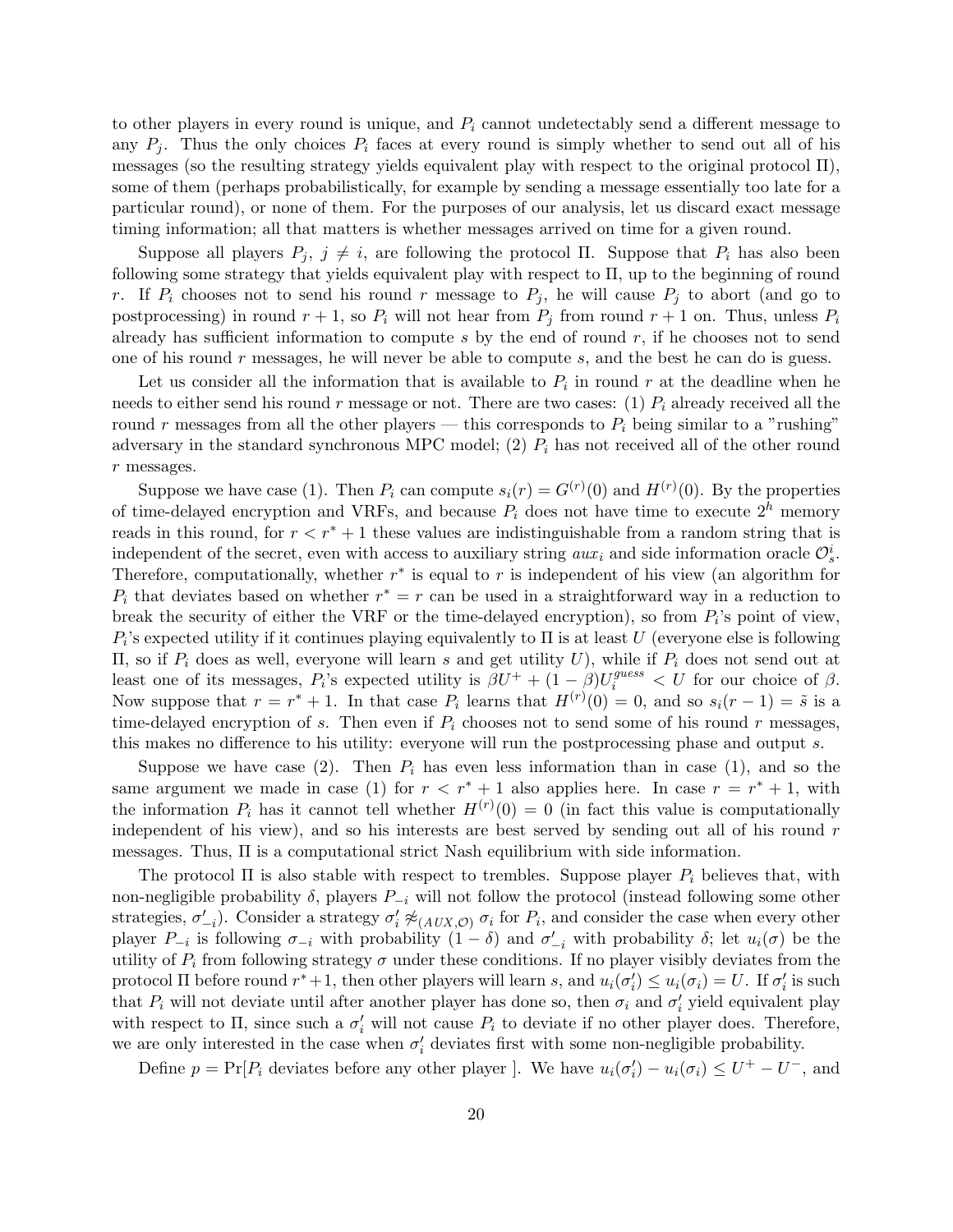to other players in every round is unique, and $P_i$ cannot undetectably send a different message to any $P_j$. Thus the only choices $P_i$ faces at every round is simply whether to send out all of his messages (so the resulting strategy yields equivalent play with respect to the original protocol $\Pi$), some of them (perhaps probabilistically, for example by sending a message essentially too late for a particular round), or none of them. For the purposes of our analysis, let us discard exact message timing information; all that matters is whether messages arrived on time for a given round.

Suppose all players $P_j$, $j \neq i$, are following the protocol $\Pi$. Suppose that $P_i$ has also been following some strategy that yields equivalent play with respect to $\Pi$, up to the beginning of round $r$. If $P_i$ chooses not to send his round $r$ message to $P_j$, he will cause $P_j$ to abort (and go to postprocessing) in round $r+1$, so $P_i$ will not hear from $P_j$ from round $r+1$ on. Thus, unless $P_i$ already has sufficient information to compute $s$ by the end of round $r$, if he chooses not to send one of his round $r$ messages, he will never be able to compute $s$, and the best he can do is guess.

Let us consider all the information that is available to $P_i$ in round $r$ at the deadline when he needs to either send his round $r$ message or not. There are two cases: (1) $P_i$ already received all the round $r$ messages from all the other players — this corresponds to $P_i$ being similar to a "rushing" adversary in the standard synchronous MPC model; (2) $P_i$ has not received all of the other round $r$ messages.

Suppose we have case (1). Then $P_i$ can compute $s_i(r) = G^{(r)}(0)$ and $H^{(r)}(0)$. By the properties of time-delayed encryption and VRFs, and because $P_i$ does not have time to execute $2^h$ memory reads in this round, for $r < r^* + 1$ these values are indistinguishable from a random string that is independent of the secret, even with access to auxiliary string $aux_i$ and side information oracle $\mathcal{O}_s^i$. Therefore, computationally, whether $r^*$ is equal to $r$ is independent of his view (an algorithm for $P_i$ that deviates based on whether $r^* = r$ can be used in a straightforward way in a reduction to break the security of either the VRF or the time-delayed encryption), so from $P_i$'s point of view, $P_i$'s expected utility if it continues playing equivalently to $\Pi$ is at least $U$ (everyone else is following $\Pi$, so if $P_i$ does as well, everyone will learn $s$ and get utility $U$), while if $P_i$ does not send out at least one of its messages, $P_i$'s expected utility is $\beta U^+ + (1-\beta)U_i^{guess} < U$ for our choice of $\beta$. Now suppose that $r = r^* + 1$. In that case $P_i$ learns that $H^{(r)}(0) = 0$, and so $s_i(r-1) = \tilde{s}$ is a time-delayed encryption of $s$. Then even if $P_i$ chooses not to send some of his round $r$ messages, this makes no difference to his utility: everyone will run the postprocessing phase and output $s$.

Suppose we have case (2). Then $P_i$ has even less information than in case (1), and so the same argument we made in case (1) for $r < r^* + 1$ also applies here. In case $r = r^* + 1$, with the information $P_i$ has it cannot tell whether $H^{(r)}(0) = 0$ (in fact this value is computationally independent of his view), and so his interests are best served by sending out all of his round $r$ messages. Thus, $\Pi$ is a computational strict Nash equilibrium with side information.

The protocol $\Pi$ is also stable with respect to trembles. Suppose player $P_i$ believes that, with non-negligible probability $\delta$, players $P_{-i}$ will not follow the protocol (instead following some other strategies, $\sigma'_{-i}$). Consider a strategy $\sigma'_i \not\approx_{(AUX,\mathcal{O})} \sigma_i$ for $P_i$, and consider the case when every other player $P_{-i}$ is following $\sigma_{-i}$ with probability $(1-\delta)$ and $\sigma'_{-i}$ with probability $\delta$; let $u_i(\sigma)$ be the utility of $P_i$ from following strategy $\sigma$ under these conditions. If no player visibly deviates from the protocol $\Pi$ before round $r^*+1$, then other players will learn $s$, and $u_i(\sigma'_i) \leq u_i(\sigma_i) = U$. If $\sigma'_i$ is such that $P_i$ will not deviate until after another player has done so, then $\sigma_i$ and $\sigma'_i$ yield equivalent play with respect to $\Pi$, since such a $\sigma'_i$ will not cause $P_i$ to deviate if no other player does. Therefore, we are only interested in the case when $\sigma'_i$ deviates first with some non-negligible probability.

Define $p = \Pr[P_i \text{ deviates before any other player }]$. We have $u_i(\sigma'_i) - u_i(\sigma_i) \leq U^+ - U^-$, and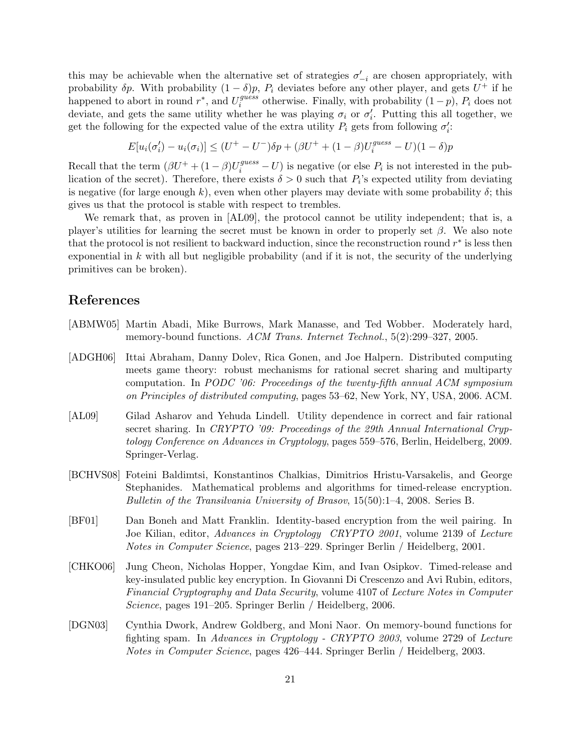this may be achievable when the alternative set of strategies $\sigma'_{-i}$ are chosen appropriately, with probability $\delta p$. With probability $(1-\delta)p$, $P_i$ deviates before any other player, and gets $U^+$ if he happened to abort in round $r^*$, and $U_i^{guess}$ otherwise. Finally, with probability $(1-p)$, $P_i$ does not deviate, and gets the same utility whether he was playing $\sigma_i$ or $\sigma'_i$. Putting this all together, we get the following for the expected value of the extra utility $P_i$ gets from following $\sigma'_i$:

$$E[u_i(\sigma'_i) - u_i(\sigma_i)] \leq (U^+ - U^-)\delta p + (\beta U^+ + (1-\beta)U_i^{guess} - U)(1-\delta)p$$

Recall that the term $(\beta U^+ + (1-\beta)U_i^{guess} - U)$ is negative (or else $P_i$ is not interested in the publication of the secret). Therefore, there exists $\delta > 0$ such that $P_i$'s expected utility from deviating is negative (for large enough $k$), even when other players may deviate with some probability $\delta$; this gives us that the protocol is stable with respect to trembles.

We remark that, as proven in [AL09], the protocol cannot be utility independent; that is, a player's utilities for learning the secret must be known in order to properly set $\beta$. We also note that the protocol is not resilient to backward induction, since the reconstruction round $r^*$ is less then exponential in $k$ with all but negligible probability (and if it is not, the security of the underlying primitives can be broken).

## References

[ABMW05] Martin Abadi, Mike Burrows, Mark Manasse, and Ted Wobber. Moderately hard, memory-bound functions. *ACM Trans. Internet Technol.*, 5(2):299–327, 2005.

[ADGH06] Ittai Abraham, Danny Dolev, Rica Gonen, and Joe Halpern. Distributed computing meets game theory: robust mechanisms for rational secret sharing and multiparty computation. In *PODC '06: Proceedings of the twenty-fifth annual ACM symposium on Principles of distributed computing*, pages 53–62, New York, NY, USA, 2006. ACM.

[AL09] Gilad Asharov and Yehuda Lindell. Utility dependence in correct and fair rational secret sharing. In *CRYPTO '09: Proceedings of the 29th Annual International Cryptology Conference on Advances in Cryptology*, pages 559–576, Berlin, Heidelberg, 2009. Springer-Verlag.

[BCHVS08] Foteini Baldimtsi, Konstantinos Chalkias, Dimitrios Hristu-Varsakelis, and George Stephanides. Mathematical problems and algorithms for timed-release encryption. *Bulletin of the Transilvania University of Brasov*, 15(50):1–4, 2008. Series B.

[BF01] Dan Boneh and Matt Franklin. Identity-based encryption from the weil pairing. In Joe Kilian, editor, *Advances in Cryptology CRYPTO 2001*, volume 2139 of *Lecture Notes in Computer Science*, pages 213–229. Springer Berlin / Heidelberg, 2001.

[CHKO06] Jung Cheon, Nicholas Hopper, Yongdae Kim, and Ivan Osipkov. Timed-release and key-insulated public key encryption. In Giovanni Di Crescenzo and Avi Rubin, editors, *Financial Cryptography and Data Security*, volume 4107 of *Lecture Notes in Computer Science*, pages 191–205. Springer Berlin / Heidelberg, 2006.

[DGN03] Cynthia Dwork, Andrew Goldberg, and Moni Naor. On memory-bound functions for fighting spam. In *Advances in Cryptology - CRYPTO 2003*, volume 2729 of *Lecture Notes in Computer Science*, pages 426–444. Springer Berlin / Heidelberg, 2003.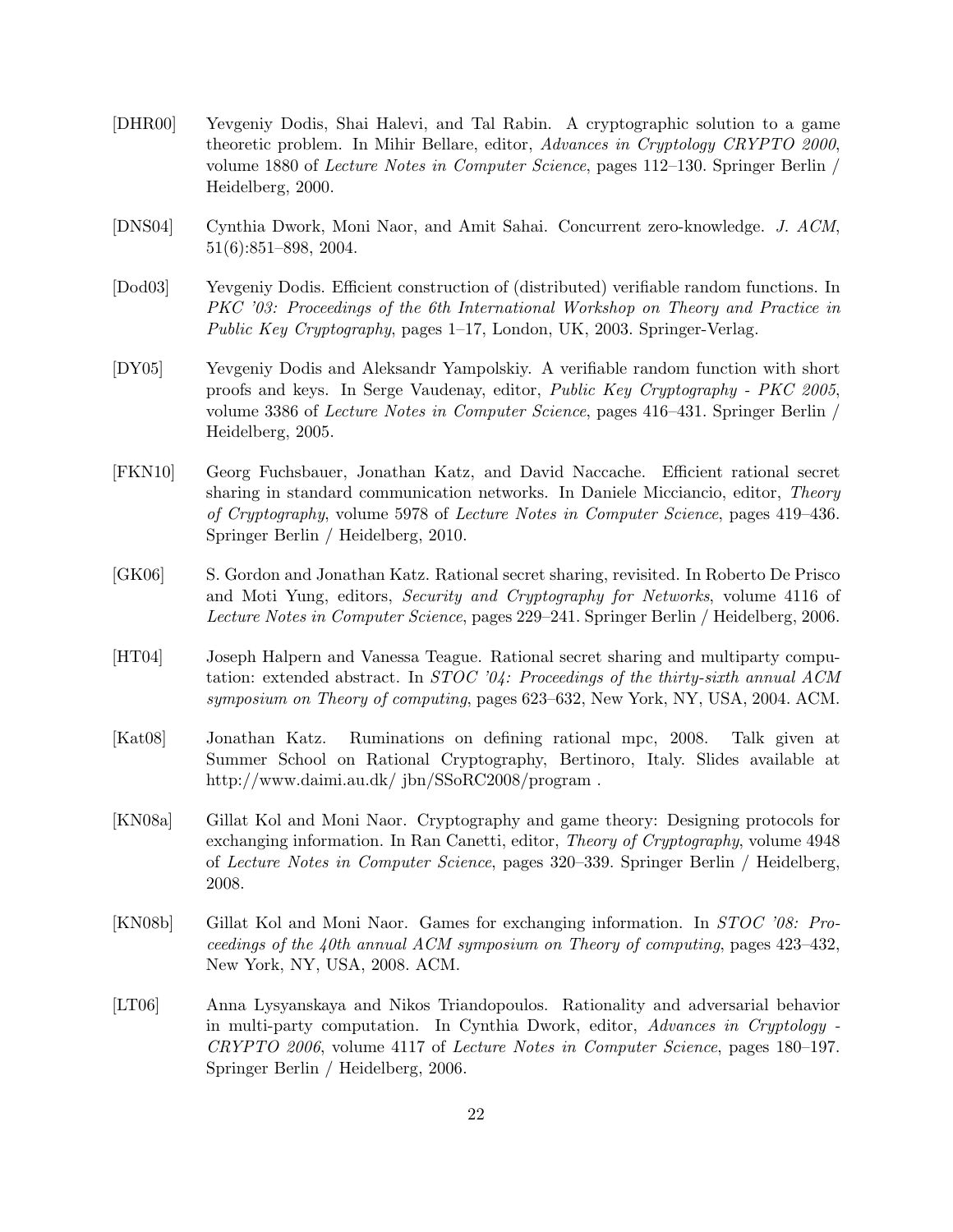[DHR00] Yevgeniy Dodis, Shai Halevi, and Tal Rabin. A cryptographic solution to a game theoretic problem. In Mihir Bellare, editor, *Advances in Cryptology CRYPTO 2000*, volume 1880 of *Lecture Notes in Computer Science*, pages 112–130. Springer Berlin / Heidelberg, 2000.

[DNS04] Cynthia Dwork, Moni Naor, and Amit Sahai. Concurrent zero-knowledge. *J. ACM*, 51(6):851–898, 2004.

[Dod03] Yevgeniy Dodis. Efficient construction of (distributed) verifiable random functions. In *PKC '03: Proceedings of the 6th International Workshop on Theory and Practice in Public Key Cryptography*, pages 1–17, London, UK, 2003. Springer-Verlag.

[DY05] Yevgeniy Dodis and Aleksandr Yampolskiy. A verifiable random function with short proofs and keys. In Serge Vaudenay, editor, *Public Key Cryptography - PKC 2005*, volume 3386 of *Lecture Notes in Computer Science*, pages 416–431. Springer Berlin / Heidelberg, 2005.

[FKN10] Georg Fuchsbauer, Jonathan Katz, and David Naccache. Efficient rational secret sharing in standard communication networks. In Daniele Micciancio, editor, *Theory of Cryptography*, volume 5978 of *Lecture Notes in Computer Science*, pages 419–436. Springer Berlin / Heidelberg, 2010.

[GK06] S. Gordon and Jonathan Katz. Rational secret sharing, revisited. In Roberto De Prisco and Moti Yung, editors, *Security and Cryptography for Networks*, volume 4116 of *Lecture Notes in Computer Science*, pages 229–241. Springer Berlin / Heidelberg, 2006.

[HT04] Joseph Halpern and Vanessa Teague. Rational secret sharing and multiparty computation: extended abstract. In *STOC '04: Proceedings of the thirty-sixth annual ACM symposium on Theory of computing*, pages 623–632, New York, NY, USA, 2004. ACM.

[Kat08] Jonathan Katz. Ruminations on defining rational mpc, 2008. Talk given at Summer School on Rational Cryptography, Bertinoro, Italy. Slides available at http://www.daimi.au.dk/ jbn/SSoRC2008/program .

[KN08a] Gillat Kol and Moni Naor. Cryptography and game theory: Designing protocols for exchanging information. In Ran Canetti, editor, *Theory of Cryptography*, volume 4948 of *Lecture Notes in Computer Science*, pages 320–339. Springer Berlin / Heidelberg, 2008.

[KN08b] Gillat Kol and Moni Naor. Games for exchanging information. In *STOC '08: Proceedings of the 40th annual ACM symposium on Theory of computing*, pages 423–432, New York, NY, USA, 2008. ACM.

[LT06] Anna Lysyanskaya and Nikos Triandopoulos. Rationality and adversarial behavior in multi-party computation. In Cynthia Dwork, editor, *Advances in Cryptology - CRYPTO 2006*, volume 4117 of *Lecture Notes in Computer Science*, pages 180–197. Springer Berlin / Heidelberg, 2006.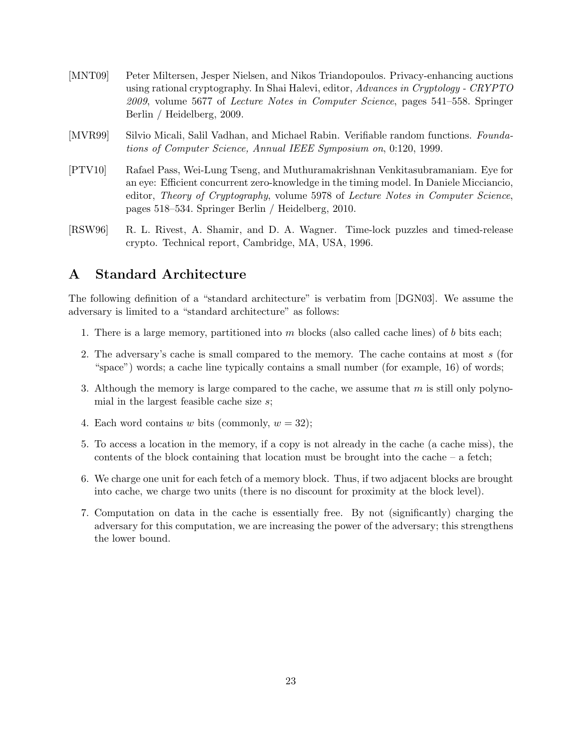[MNT09] Peter Miltersen, Jesper Nielsen, and Nikos Triandopoulos. Privacy-enhancing auctions using rational cryptography. In Shai Halevi, editor, *Advances in Cryptology - CRYPTO 2009*, volume 5677 of *Lecture Notes in Computer Science*, pages 541–558. Springer Berlin / Heidelberg, 2009.

[MVR99] Silvio Micali, Salil Vadhan, and Michael Rabin. Verifiable random functions. *Foundations of Computer Science, Annual IEEE Symposium on*, 0:120, 1999.

[PTV10] Rafael Pass, Wei-Lung Tseng, and Muthuramakrishnan Venkitasubramaniam. Eye for an eye: Efficient concurrent zero-knowledge in the timing model. In Daniele Micciancio, editor, *Theory of Cryptography*, volume 5978 of *Lecture Notes in Computer Science*, pages 518–534. Springer Berlin / Heidelberg, 2010.

[RSW96] R. L. Rivest, A. Shamir, and D. A. Wagner. Time-lock puzzles and timed-release crypto. Technical report, Cambridge, MA, USA, 1996.

## A Standard Architecture

The following definition of a "standard architecture" is verbatim from [DGN03]. We assume the adversary is limited to a "standard architecture" as follows:

1. There is a large memory, partitioned into $m$ blocks (also called cache lines) of $b$ bits each;
2. The adversary's cache is small compared to the memory. The cache contains at most $s$ (for "space") words; a cache line typically contains a small number (for example, 16) of words;
3. Although the memory is large compared to the cache, we assume that $m$ is still only polynomial in the largest feasible cache size $s$;
4. Each word contains $w$ bits (commonly, $w = 32$);
5. To access a location in the memory, if a copy is not already in the cache (a cache miss), the contents of the block containing that location must be brought into the cache – a fetch;
6. We charge one unit for each fetch of a memory block. Thus, if two adjacent blocks are brought into cache, we charge two units (there is no discount for proximity at the block level).
7. Computation on data in the cache is essentially free. By not (significantly) charging the adversary for this computation, we are increasing the power of the adversary; this strengthens the lower bound.